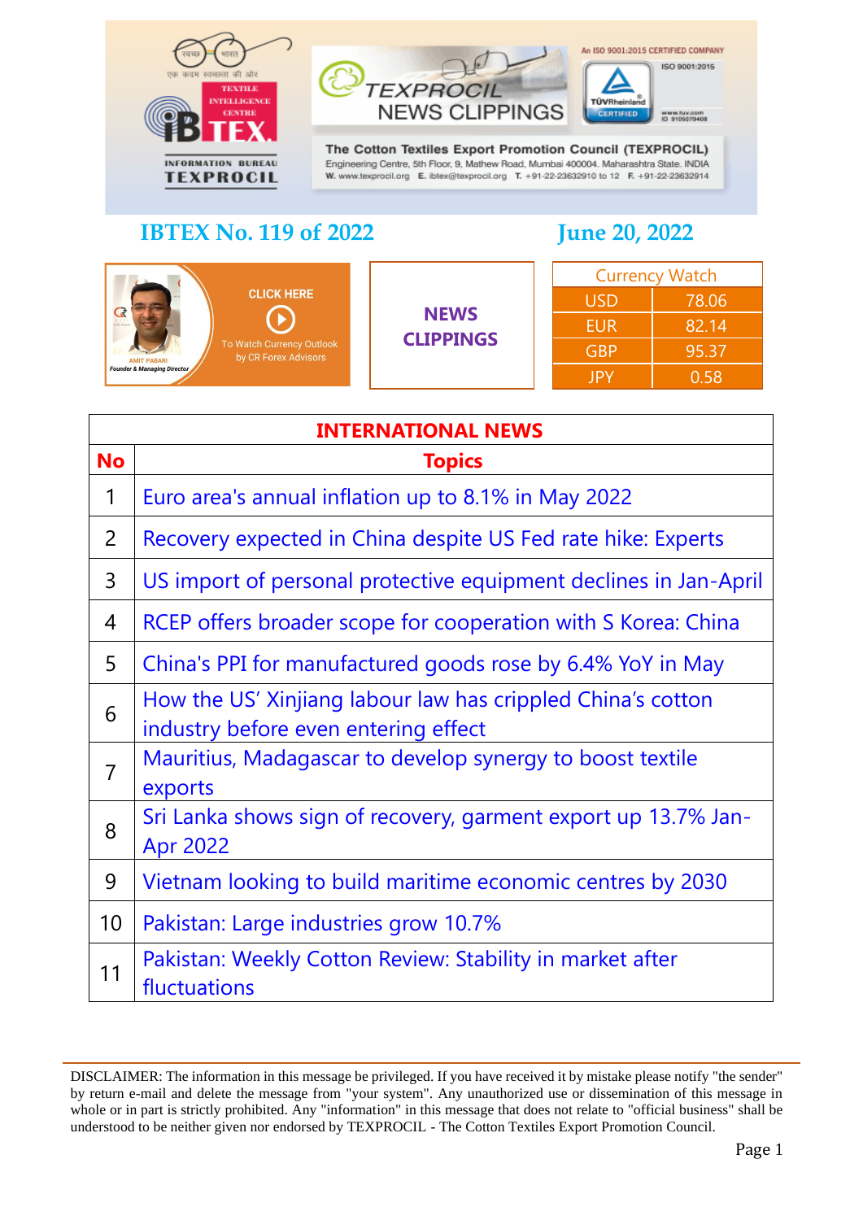TEXPROCIL NEWS CLIPPINGS

An ISO 9001:2015 CERTIFIED COMPANY

**The Cotton Textiles Export Promotion Council (TEXPROCIL)**
Engineering Centre, 5th Floor, 9, Mathew Road, Mumbai 400004. Maharashtra State. INDIA
W. www.texprocil.org E. ibtex@texprocil.org T. +91-22-23632910 to 12 F. +91-22-23632914

IBTEX – Textile Intelligence Centre – Information Bureau TEXPROCIL

## IBTEX No. 119 of 2022 — June 20, 2022

CLICK HERE To Watch Currency Outlook by CR Forex Advisors
AMIT PABARI, Founder & Managing Director

**NEWS CLIPPINGS**

| Currency Watch | |
|---|---|
| USD | 78.06 |
| EUR | 82.14 |
| GBP | 95.37 |
| JPY | 0.58 |

| INTERNATIONAL NEWS | |
|---|---|
| **No** | **Topics** |
| 1 | Euro area's annual inflation up to 8.1% in May 2022 |
| 2 | Recovery expected in China despite US Fed rate hike: Experts |
| 3 | US import of personal protective equipment declines in Jan-April |
| 4 | RCEP offers broader scope for cooperation with S Korea: China |
| 5 | China's PPI for manufactured goods rose by 6.4% YoY in May |
| 6 | How the US' Xinjiang labour law has crippled China's cotton industry before even entering effect |
| 7 | Mauritius, Madagascar to develop synergy to boost textile exports |
| 8 | Sri Lanka shows sign of recovery, garment export up 13.7% Jan-Apr 2022 |
| 9 | Vietnam looking to build maritime economic centres by 2030 |
| 10 | Pakistan: Large industries grow 10.7% |
| 11 | Pakistan: Weekly Cotton Review: Stability in market after fluctuations |

DISCLAIMER: The information in this message be privileged. If you have received it by mistake please notify "the sender" by return e-mail and delete the message from "your system". Any unauthorized use or dissemination of this message in whole or in part is strictly prohibited. Any "information" in this message that does not relate to "official business" shall be understood to be neither given nor endorsed by TEXPROCIL - The Cotton Textiles Export Promotion Council.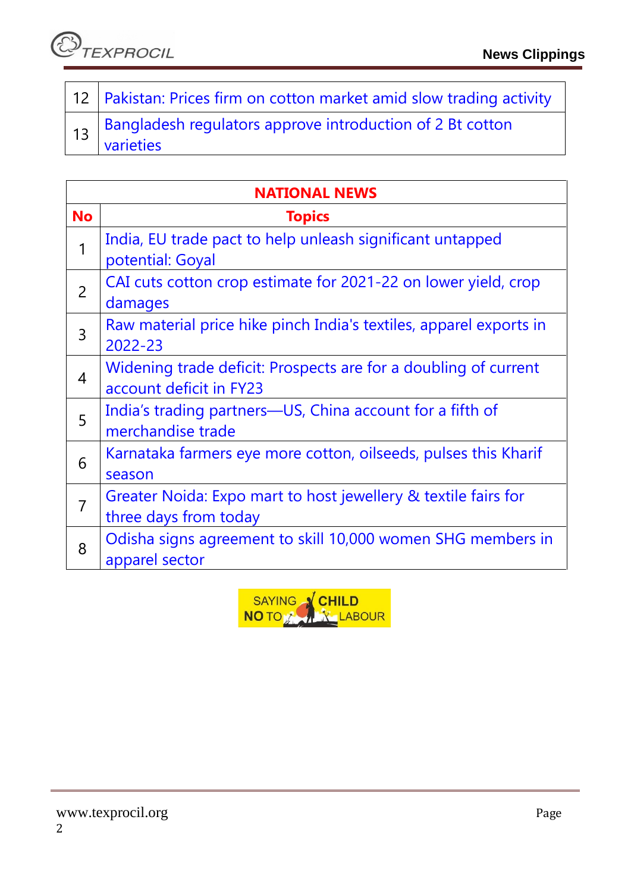| 12 | Pakistan: Prices firm on cotton market amid slow trading activity |
|---|---|
| 13 | Bangladesh regulators approve introduction of 2 Bt cotton varieties |

| NATIONAL NEWS | |
|---|---|
| **No** | **Topics** |
| 1 | India, EU trade pact to help unleash significant untapped potential: Goyal |
| 2 | CAI cuts cotton crop estimate for 2021-22 on lower yield, crop damages |
| 3 | Raw material price hike pinch India's textiles, apparel exports in 2022-23 |
| 4 | Widening trade deficit: Prospects are for a doubling of current account deficit in FY23 |
| 5 | India's trading partners—US, China account for a fifth of merchandise trade |
| 6 | Karnataka farmers eye more cotton, oilseeds, pulses this Kharif season |
| 7 | Greater Noida: Expo mart to host jewellery & textile fairs for three days from today |
| 8 | Odisha signs agreement to skill 10,000 women SHG members in apparel sector |

SAYING NO TO CHILD LABOUR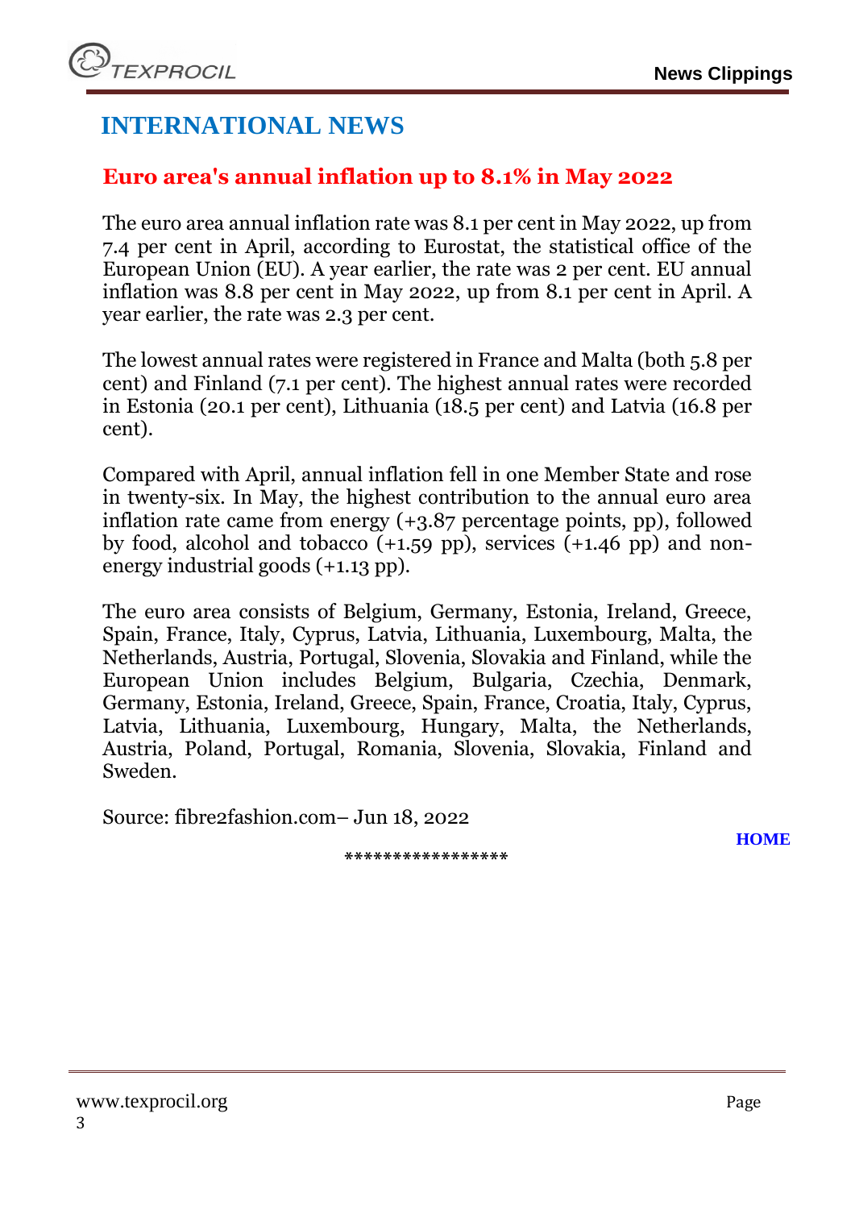# INTERNATIONAL NEWS

## Euro area's annual inflation up to 8.1% in May 2022

The euro area annual inflation rate was 8.1 per cent in May 2022, up from 7.4 per cent in April, according to Eurostat, the statistical office of the European Union (EU). A year earlier, the rate was 2 per cent. EU annual inflation was 8.8 per cent in May 2022, up from 8.1 per cent in April. A year earlier, the rate was 2.3 per cent.

The lowest annual rates were registered in France and Malta (both 5.8 per cent) and Finland (7.1 per cent). The highest annual rates were recorded in Estonia (20.1 per cent), Lithuania (18.5 per cent) and Latvia (16.8 per cent).

Compared with April, annual inflation fell in one Member State and rose in twenty-six. In May, the highest contribution to the annual euro area inflation rate came from energy (+3.87 percentage points, pp), followed by food, alcohol and tobacco (+1.59 pp), services (+1.46 pp) and non-energy industrial goods (+1.13 pp).

The euro area consists of Belgium, Germany, Estonia, Ireland, Greece, Spain, France, Italy, Cyprus, Latvia, Lithuania, Luxembourg, Malta, the Netherlands, Austria, Portugal, Slovenia, Slovakia and Finland, while the European Union includes Belgium, Bulgaria, Czechia, Denmark, Germany, Estonia, Ireland, Greece, Spain, France, Croatia, Italy, Cyprus, Latvia, Lithuania, Luxembourg, Hungary, Malta, the Netherlands, Austria, Poland, Portugal, Romania, Slovenia, Slovakia, Finland and Sweden.

Source: fibre2fashion.com– Jun 18, 2022

HOME

*****************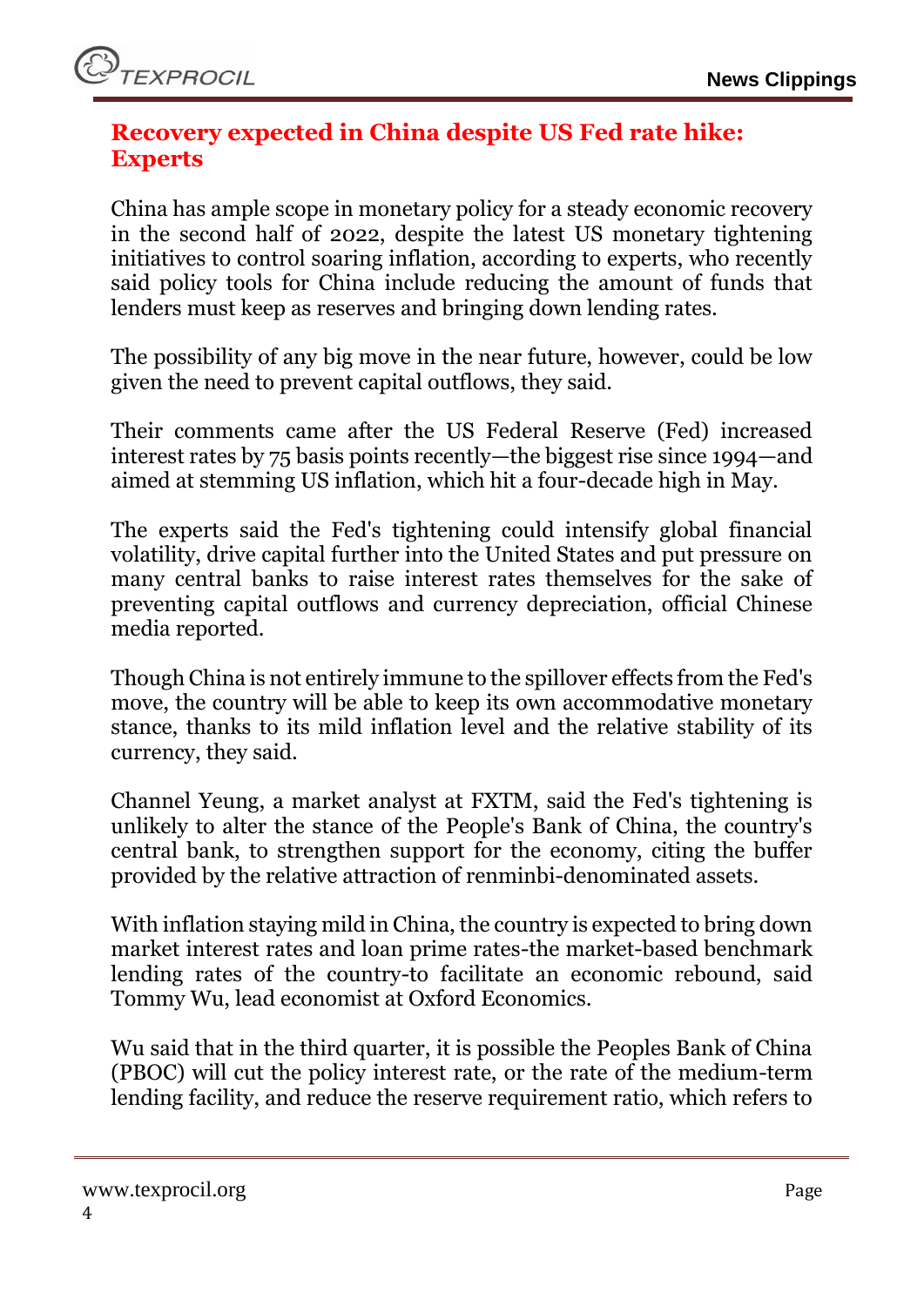## Recovery expected in China despite US Fed rate hike: Experts

China has ample scope in monetary policy for a steady economic recovery in the second half of 2022, despite the latest US monetary tightening initiatives to control soaring inflation, according to experts, who recently said policy tools for China include reducing the amount of funds that lenders must keep as reserves and bringing down lending rates.

The possibility of any big move in the near future, however, could be low given the need to prevent capital outflows, they said.

Their comments came after the US Federal Reserve (Fed) increased interest rates by 75 basis points recently—the biggest rise since 1994—and aimed at stemming US inflation, which hit a four-decade high in May.

The experts said the Fed's tightening could intensify global financial volatility, drive capital further into the United States and put pressure on many central banks to raise interest rates themselves for the sake of preventing capital outflows and currency depreciation, official Chinese media reported.

Though China is not entirely immune to the spillover effects from the Fed's move, the country will be able to keep its own accommodative monetary stance, thanks to its mild inflation level and the relative stability of its currency, they said.

Channel Yeung, a market analyst at FXTM, said the Fed's tightening is unlikely to alter the stance of the People's Bank of China, the country's central bank, to strengthen support for the economy, citing the buffer provided by the relative attraction of renminbi-denominated assets.

With inflation staying mild in China, the country is expected to bring down market interest rates and loan prime rates-the market-based benchmark lending rates of the country-to facilitate an economic rebound, said Tommy Wu, lead economist at Oxford Economics.

Wu said that in the third quarter, it is possible the Peoples Bank of China (PBOC) will cut the policy interest rate, or the rate of the medium-term lending facility, and reduce the reserve requirement ratio, which refers to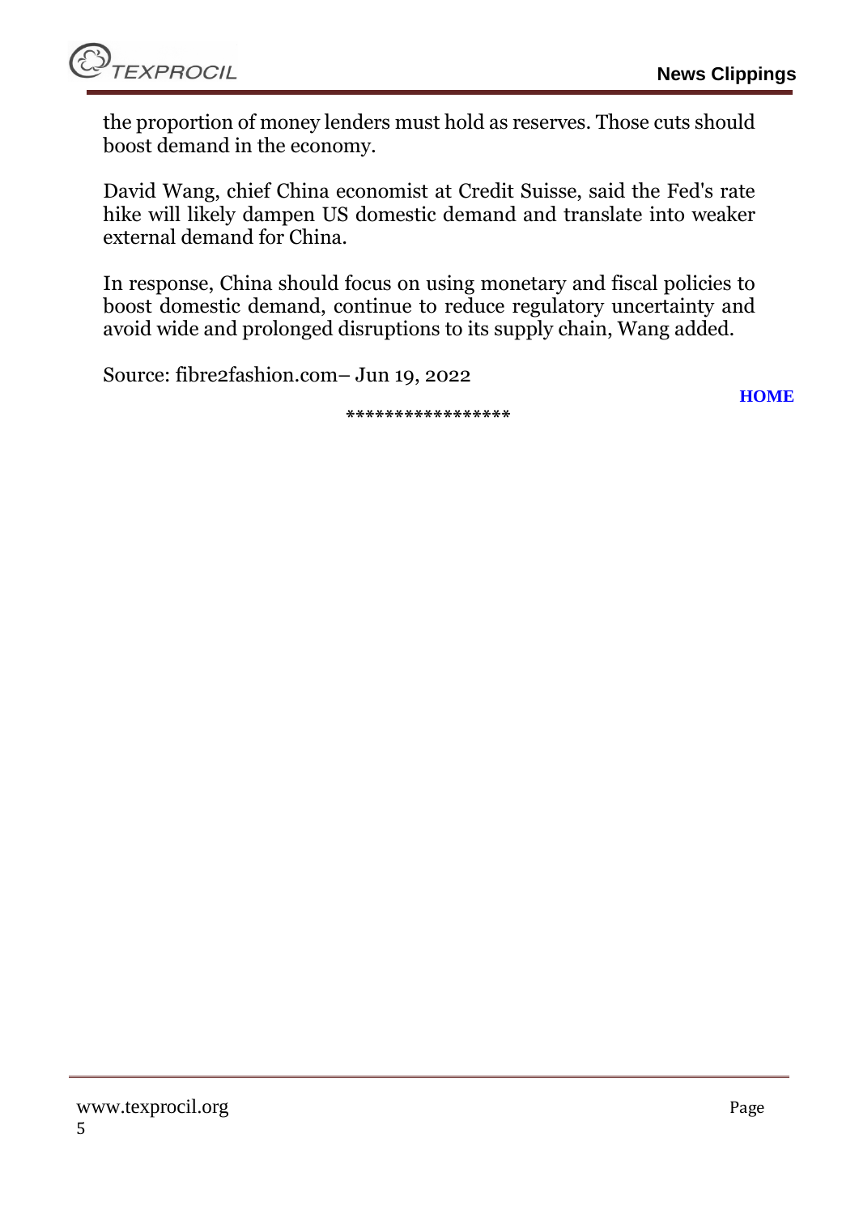the proportion of money lenders must hold as reserves. Those cuts should boost demand in the economy.

David Wang, chief China economist at Credit Suisse, said the Fed's rate hike will likely dampen US domestic demand and translate into weaker external demand for China.

In response, China should focus on using monetary and fiscal policies to boost domestic demand, continue to reduce regulatory uncertainty and avoid wide and prolonged disruptions to its supply chain, Wang added.

Source: fibre2fashion.com– Jun 19, 2022

**HOME**

*****************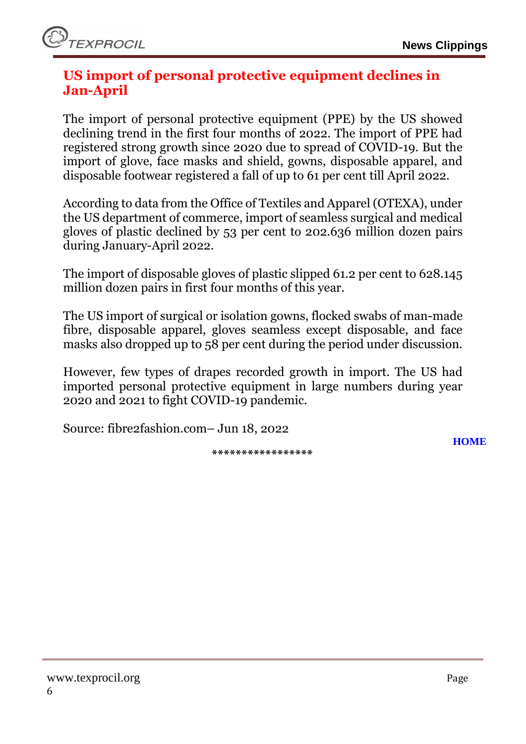## US import of personal protective equipment declines in Jan-April

The import of personal protective equipment (PPE) by the US showed declining trend in the first four months of 2022. The import of PPE had registered strong growth since 2020 due to spread of COVID-19. But the import of glove, face masks and shield, gowns, disposable apparel, and disposable footwear registered a fall of up to 61 per cent till April 2022.

According to data from the Office of Textiles and Apparel (OTEXA), under the US department of commerce, import of seamless surgical and medical gloves of plastic declined by 53 per cent to 202.636 million dozen pairs during January-April 2022.

The import of disposable gloves of plastic slipped 61.2 per cent to 628.145 million dozen pairs in first four months of this year.

The US import of surgical or isolation gowns, flocked swabs of man-made fibre, disposable apparel, gloves seamless except disposable, and face masks also dropped up to 58 per cent during the period under discussion.

However, few types of drapes recorded growth in import. The US had imported personal protective equipment in large numbers during year 2020 and 2021 to fight COVID-19 pandemic.

Source: fibre2fashion.com– Jun 18, 2022

HOME

*****************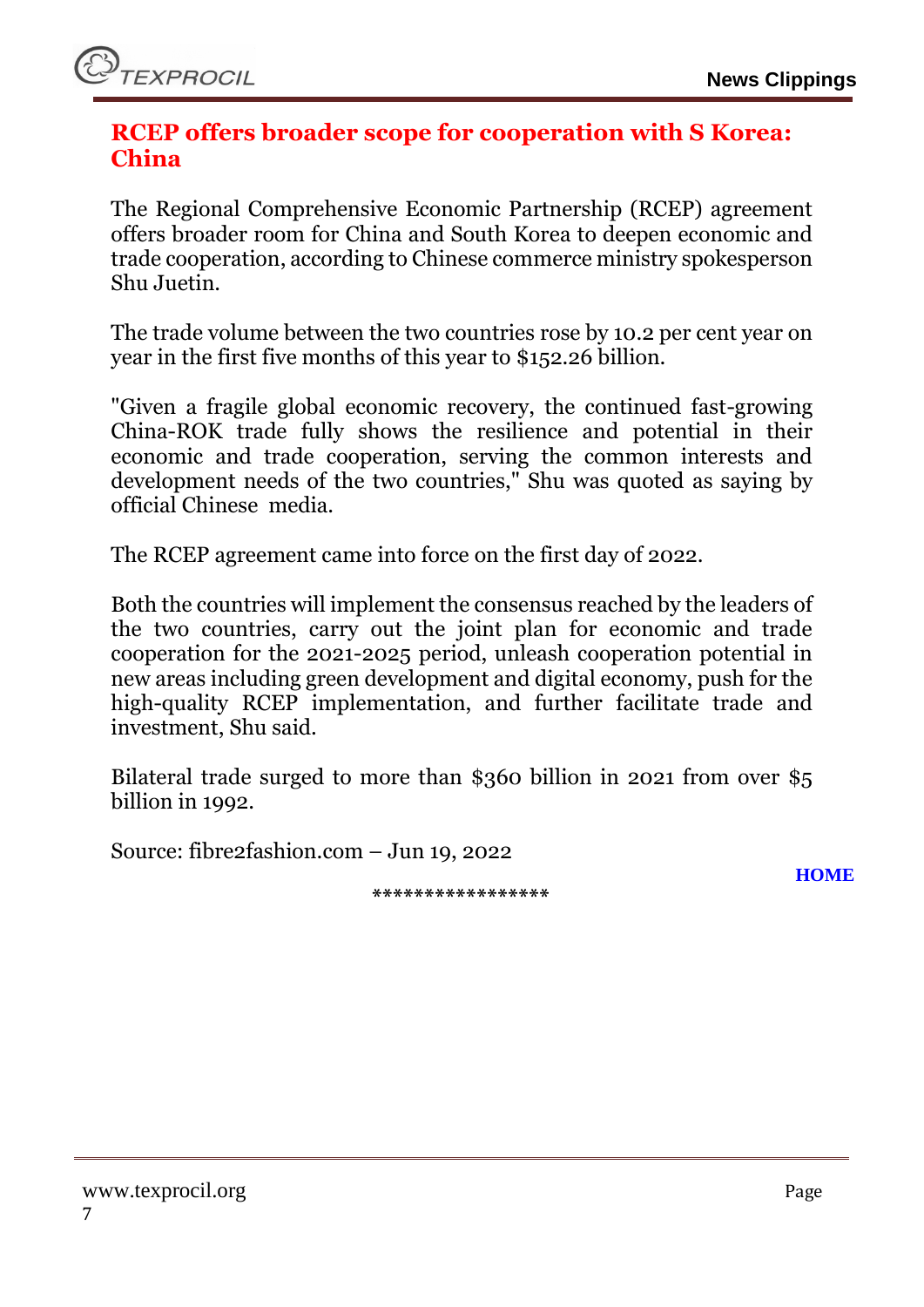## RCEP offers broader scope for cooperation with S Korea: China

The Regional Comprehensive Economic Partnership (RCEP) agreement offers broader room for China and South Korea to deepen economic and trade cooperation, according to Chinese commerce ministry spokesperson Shu Juetin.

The trade volume between the two countries rose by 10.2 per cent year on year in the first five months of this year to $152.26 billion.

"Given a fragile global economic recovery, the continued fast-growing China-ROK trade fully shows the resilience and potential in their economic and trade cooperation, serving the common interests and development needs of the two countries," Shu was quoted as saying by official Chinese media.

The RCEP agreement came into force on the first day of 2022.

Both the countries will implement the consensus reached by the leaders of the two countries, carry out the joint plan for economic and trade cooperation for the 2021-2025 period, unleash cooperation potential in new areas including green development and digital economy, push for the high-quality RCEP implementation, and further facilitate trade and investment, Shu said.

Bilateral trade surged to more than $360 billion in 2021 from over $5 billion in 1992.

Source: fibre2fashion.com – Jun 19, 2022

HOME

*****************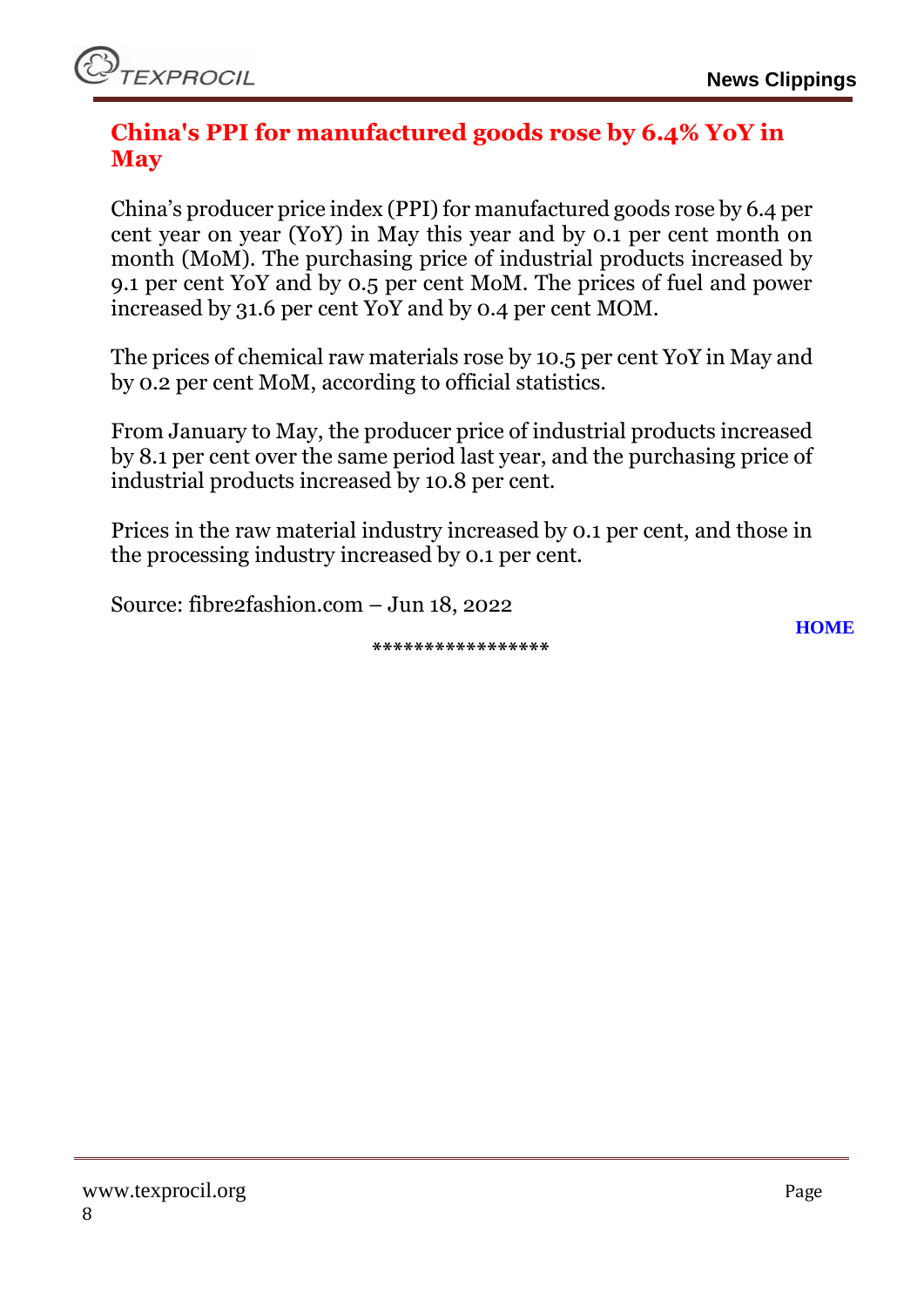## China's PPI for manufactured goods rose by 6.4% YoY in May

China's producer price index (PPI) for manufactured goods rose by 6.4 per cent year on year (YoY) in May this year and by 0.1 per cent month on month (MoM). The purchasing price of industrial products increased by 9.1 per cent YoY and by 0.5 per cent MoM. The prices of fuel and power increased by 31.6 per cent YoY and by 0.4 per cent MOM.

The prices of chemical raw materials rose by 10.5 per cent YoY in May and by 0.2 per cent MoM, according to official statistics.

From January to May, the producer price of industrial products increased by 8.1 per cent over the same period last year, and the purchasing price of industrial products increased by 10.8 per cent.

Prices in the raw material industry increased by 0.1 per cent, and those in the processing industry increased by 0.1 per cent.

Source: fibre2fashion.com – Jun 18, 2022

HOME

*****************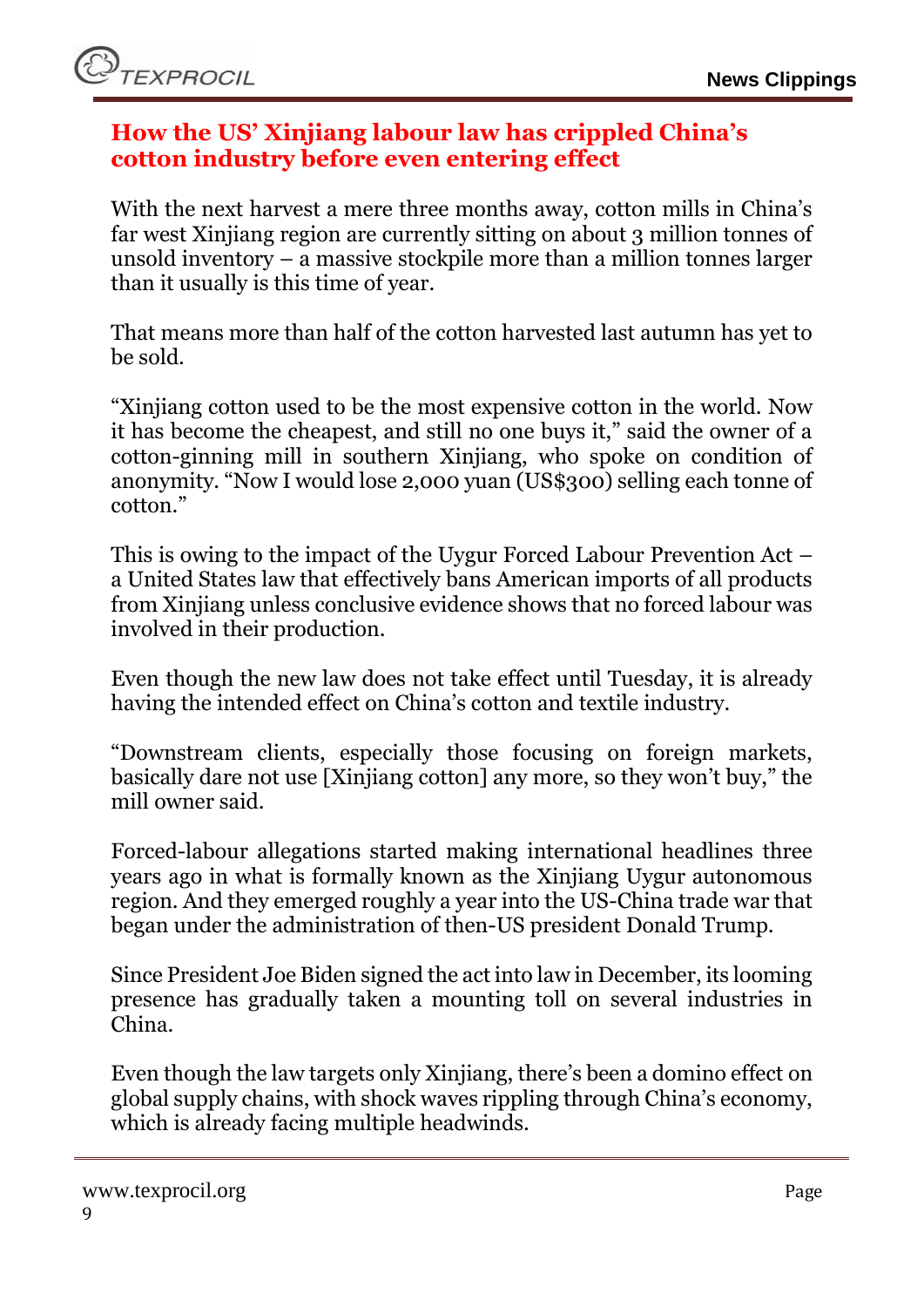## How the US' Xinjiang labour law has crippled China's cotton industry before even entering effect

With the next harvest a mere three months away, cotton mills in China's far west Xinjiang region are currently sitting on about 3 million tonnes of unsold inventory – a massive stockpile more than a million tonnes larger than it usually is this time of year.

That means more than half of the cotton harvested last autumn has yet to be sold.

"Xinjiang cotton used to be the most expensive cotton in the world. Now it has become the cheapest, and still no one buys it," said the owner of a cotton-ginning mill in southern Xinjiang, who spoke on condition of anonymity. "Now I would lose 2,000 yuan (US$300) selling each tonne of cotton."

This is owing to the impact of the Uygur Forced Labour Prevention Act – a United States law that effectively bans American imports of all products from Xinjiang unless conclusive evidence shows that no forced labour was involved in their production.

Even though the new law does not take effect until Tuesday, it is already having the intended effect on China's cotton and textile industry.

"Downstream clients, especially those focusing on foreign markets, basically dare not use [Xinjiang cotton] any more, so they won't buy," the mill owner said.

Forced-labour allegations started making international headlines three years ago in what is formally known as the Xinjiang Uygur autonomous region. And they emerged roughly a year into the US-China trade war that began under the administration of then-US president Donald Trump.

Since President Joe Biden signed the act into law in December, its looming presence has gradually taken a mounting toll on several industries in China.

Even though the law targets only Xinjiang, there's been a domino effect on global supply chains, with shock waves rippling through China's economy, which is already facing multiple headwinds.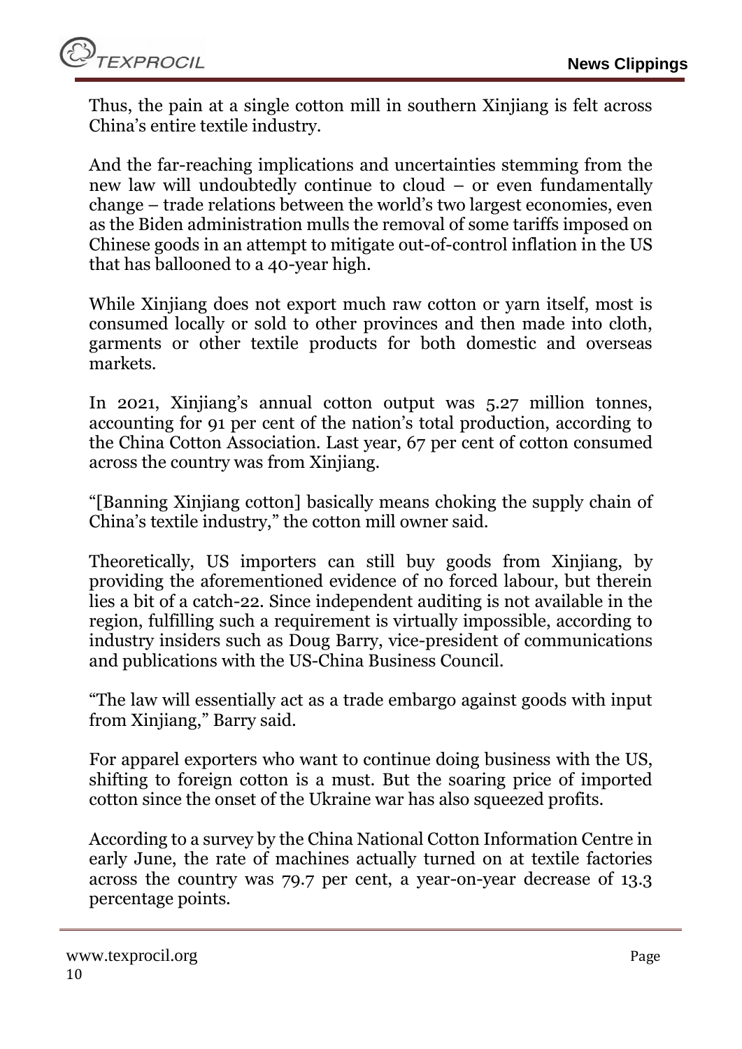Thus, the pain at a single cotton mill in southern Xinjiang is felt across China's entire textile industry.

And the far-reaching implications and uncertainties stemming from the new law will undoubtedly continue to cloud – or even fundamentally change – trade relations between the world's two largest economies, even as the Biden administration mulls the removal of some tariffs imposed on Chinese goods in an attempt to mitigate out-of-control inflation in the US that has ballooned to a 40-year high.

While Xinjiang does not export much raw cotton or yarn itself, most is consumed locally or sold to other provinces and then made into cloth, garments or other textile products for both domestic and overseas markets.

In 2021, Xinjiang's annual cotton output was 5.27 million tonnes, accounting for 91 per cent of the nation's total production, according to the China Cotton Association. Last year, 67 per cent of cotton consumed across the country was from Xinjiang.

"[Banning Xinjiang cotton] basically means choking the supply chain of China's textile industry," the cotton mill owner said.

Theoretically, US importers can still buy goods from Xinjiang, by providing the aforementioned evidence of no forced labour, but therein lies a bit of a catch-22. Since independent auditing is not available in the region, fulfilling such a requirement is virtually impossible, according to industry insiders such as Doug Barry, vice-president of communications and publications with the US-China Business Council.

"The law will essentially act as a trade embargo against goods with input from Xinjiang," Barry said.

For apparel exporters who want to continue doing business with the US, shifting to foreign cotton is a must. But the soaring price of imported cotton since the onset of the Ukraine war has also squeezed profits.

According to a survey by the China National Cotton Information Centre in early June, the rate of machines actually turned on at textile factories across the country was 79.7 per cent, a year-on-year decrease of 13.3 percentage points.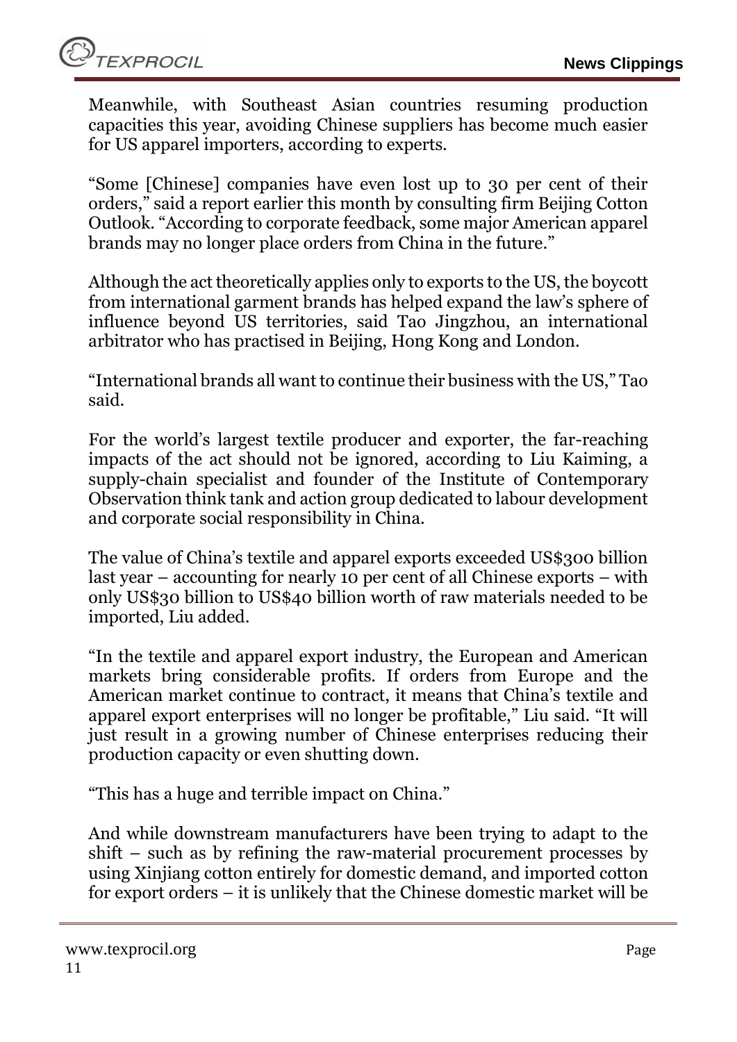Meanwhile, with Southeast Asian countries resuming production capacities this year, avoiding Chinese suppliers has become much easier for US apparel importers, according to experts.

"Some [Chinese] companies have even lost up to 30 per cent of their orders," said a report earlier this month by consulting firm Beijing Cotton Outlook. "According to corporate feedback, some major American apparel brands may no longer place orders from China in the future."

Although the act theoretically applies only to exports to the US, the boycott from international garment brands has helped expand the law's sphere of influence beyond US territories, said Tao Jingzhou, an international arbitrator who has practised in Beijing, Hong Kong and London.

"International brands all want to continue their business with the US," Tao said.

For the world's largest textile producer and exporter, the far-reaching impacts of the act should not be ignored, according to Liu Kaiming, a supply-chain specialist and founder of the Institute of Contemporary Observation think tank and action group dedicated to labour development and corporate social responsibility in China.

The value of China's textile and apparel exports exceeded US$300 billion last year – accounting for nearly 10 per cent of all Chinese exports – with only US$30 billion to US$40 billion worth of raw materials needed to be imported, Liu added.

"In the textile and apparel export industry, the European and American markets bring considerable profits. If orders from Europe and the American market continue to contract, it means that China's textile and apparel export enterprises will no longer be profitable," Liu said. "It will just result in a growing number of Chinese enterprises reducing their production capacity or even shutting down.

"This has a huge and terrible impact on China."

And while downstream manufacturers have been trying to adapt to the shift – such as by refining the raw-material procurement processes by using Xinjiang cotton entirely for domestic demand, and imported cotton for export orders – it is unlikely that the Chinese domestic market will be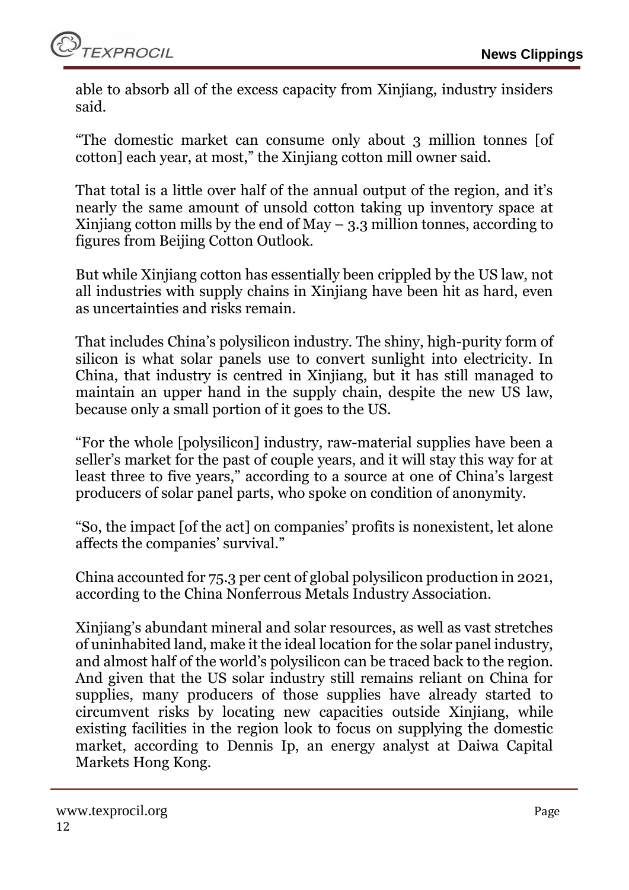able to absorb all of the excess capacity from Xinjiang, industry insiders said.

"The domestic market can consume only about 3 million tonnes [of cotton] each year, at most," the Xinjiang cotton mill owner said.

That total is a little over half of the annual output of the region, and it's nearly the same amount of unsold cotton taking up inventory space at Xinjiang cotton mills by the end of May – 3.3 million tonnes, according to figures from Beijing Cotton Outlook.

But while Xinjiang cotton has essentially been crippled by the US law, not all industries with supply chains in Xinjiang have been hit as hard, even as uncertainties and risks remain.

That includes China's polysilicon industry. The shiny, high-purity form of silicon is what solar panels use to convert sunlight into electricity. In China, that industry is centred in Xinjiang, but it has still managed to maintain an upper hand in the supply chain, despite the new US law, because only a small portion of it goes to the US.

"For the whole [polysilicon] industry, raw-material supplies have been a seller's market for the past of couple years, and it will stay this way for at least three to five years," according to a source at one of China's largest producers of solar panel parts, who spoke on condition of anonymity.

"So, the impact [of the act] on companies' profits is nonexistent, let alone affects the companies' survival."

China accounted for 75.3 per cent of global polysilicon production in 2021, according to the China Nonferrous Metals Industry Association.

Xinjiang's abundant mineral and solar resources, as well as vast stretches of uninhabited land, make it the ideal location for the solar panel industry, and almost half of the world's polysilicon can be traced back to the region. And given that the US solar industry still remains reliant on China for supplies, many producers of those supplies have already started to circumvent risks by locating new capacities outside Xinjiang, while existing facilities in the region look to focus on supplying the domestic market, according to Dennis Ip, an energy analyst at Daiwa Capital Markets Hong Kong.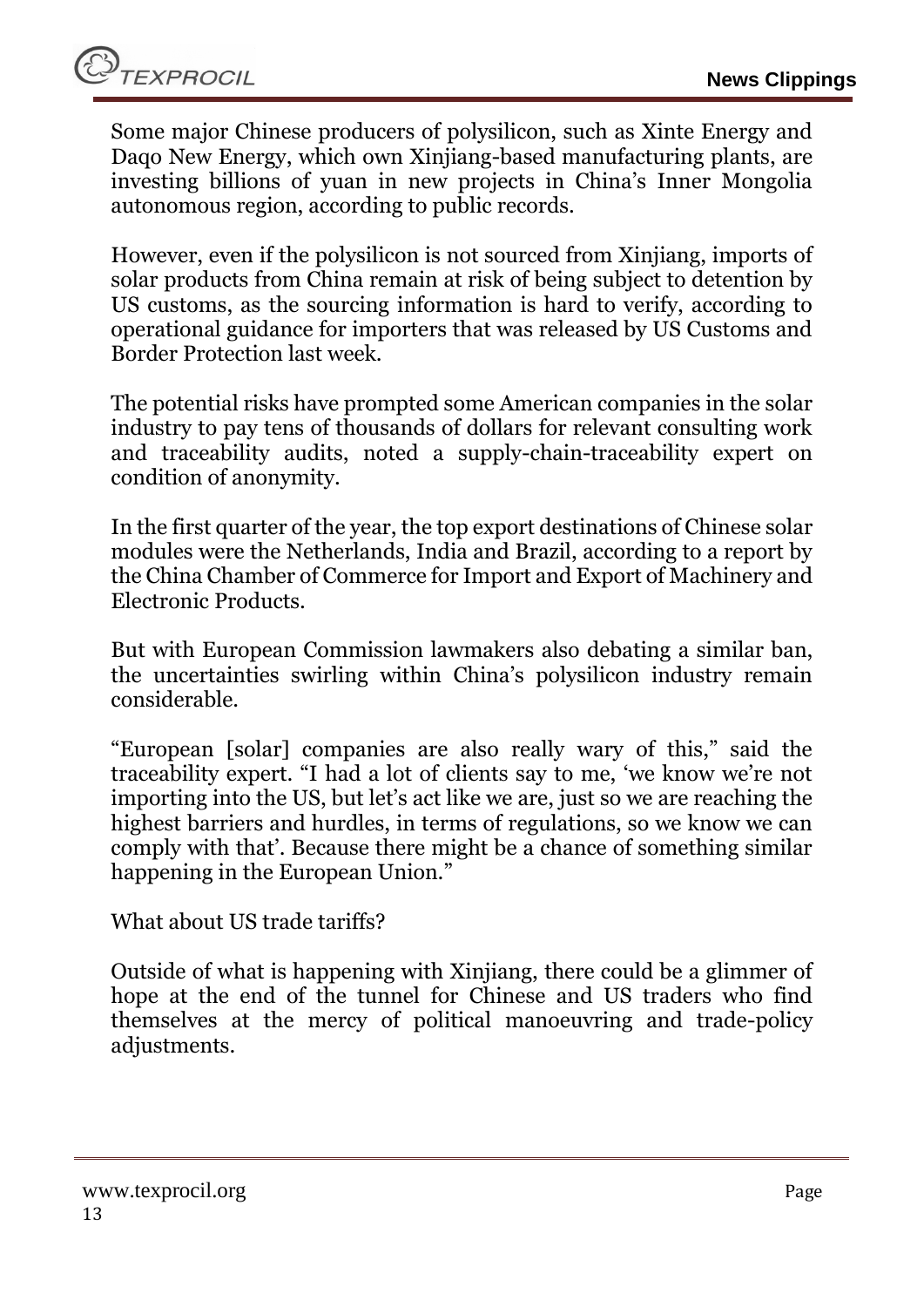Some major Chinese producers of polysilicon, such as Xinte Energy and Daqo New Energy, which own Xinjiang-based manufacturing plants, are investing billions of yuan in new projects in China's Inner Mongolia autonomous region, according to public records.

However, even if the polysilicon is not sourced from Xinjiang, imports of solar products from China remain at risk of being subject to detention by US customs, as the sourcing information is hard to verify, according to operational guidance for importers that was released by US Customs and Border Protection last week.

The potential risks have prompted some American companies in the solar industry to pay tens of thousands of dollars for relevant consulting work and traceability audits, noted a supply-chain-traceability expert on condition of anonymity.

In the first quarter of the year, the top export destinations of Chinese solar modules were the Netherlands, India and Brazil, according to a report by the China Chamber of Commerce for Import and Export of Machinery and Electronic Products.

But with European Commission lawmakers also debating a similar ban, the uncertainties swirling within China's polysilicon industry remain considerable.

"European [solar] companies are also really wary of this," said the traceability expert. "I had a lot of clients say to me, 'we know we're not importing into the US, but let's act like we are, just so we are reaching the highest barriers and hurdles, in terms of regulations, so we know we can comply with that'. Because there might be a chance of something similar happening in the European Union."

What about US trade tariffs?

Outside of what is happening with Xinjiang, there could be a glimmer of hope at the end of the tunnel for Chinese and US traders who find themselves at the mercy of political manoeuvring and trade-policy adjustments.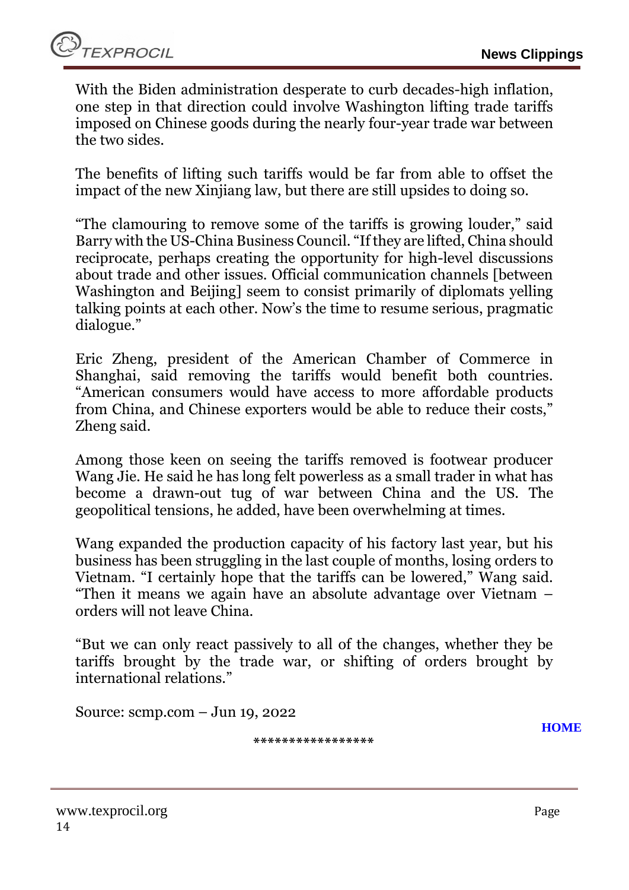With the Biden administration desperate to curb decades-high inflation, one step in that direction could involve Washington lifting trade tariffs imposed on Chinese goods during the nearly four-year trade war between the two sides.

The benefits of lifting such tariffs would be far from able to offset the impact of the new Xinjiang law, but there are still upsides to doing so.

"The clamouring to remove some of the tariffs is growing louder," said Barry with the US-China Business Council. "If they are lifted, China should reciprocate, perhaps creating the opportunity for high-level discussions about trade and other issues. Official communication channels [between Washington and Beijing] seem to consist primarily of diplomats yelling talking points at each other. Now's the time to resume serious, pragmatic dialogue."

Eric Zheng, president of the American Chamber of Commerce in Shanghai, said removing the tariffs would benefit both countries. "American consumers would have access to more affordable products from China, and Chinese exporters would be able to reduce their costs," Zheng said.

Among those keen on seeing the tariffs removed is footwear producer Wang Jie. He said he has long felt powerless as a small trader in what has become a drawn-out tug of war between China and the US. The geopolitical tensions, he added, have been overwhelming at times.

Wang expanded the production capacity of his factory last year, but his business has been struggling in the last couple of months, losing orders to Vietnam. "I certainly hope that the tariffs can be lowered," Wang said. "Then it means we again have an absolute advantage over Vietnam – orders will not leave China.

"But we can only react passively to all of the changes, whether they be tariffs brought by the trade war, or shifting of orders brought by international relations."

Source: scmp.com – Jun 19, 2022

**HOME**

*****************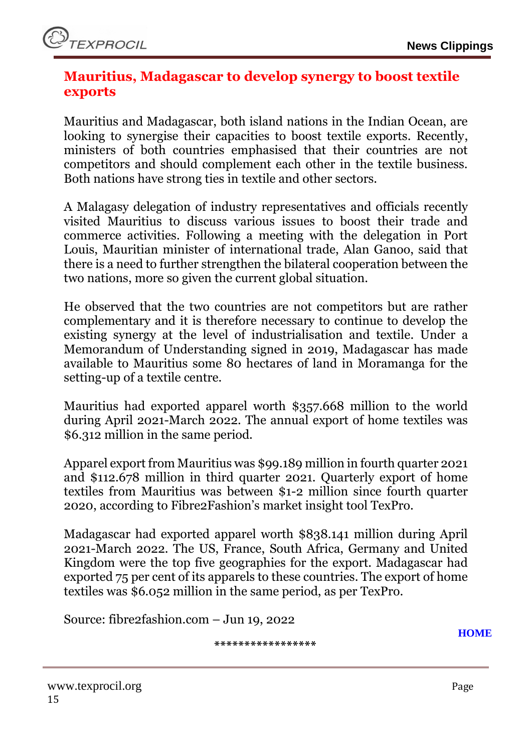## Mauritius, Madagascar to develop synergy to boost textile exports

Mauritius and Madagascar, both island nations in the Indian Ocean, are looking to synergise their capacities to boost textile exports. Recently, ministers of both countries emphasised that their countries are not competitors and should complement each other in the textile business. Both nations have strong ties in textile and other sectors.

A Malagasy delegation of industry representatives and officials recently visited Mauritius to discuss various issues to boost their trade and commerce activities. Following a meeting with the delegation in Port Louis, Mauritian minister of international trade, Alan Ganoo, said that there is a need to further strengthen the bilateral cooperation between the two nations, more so given the current global situation.

He observed that the two countries are not competitors but are rather complementary and it is therefore necessary to continue to develop the existing synergy at the level of industrialisation and textile. Under a Memorandum of Understanding signed in 2019, Madagascar has made available to Mauritius some 80 hectares of land in Moramanga for the setting-up of a textile centre.

Mauritius had exported apparel worth $357.668 million to the world during April 2021-March 2022. The annual export of home textiles was $6.312 million in the same period.

Apparel export from Mauritius was $99.189 million in fourth quarter 2021 and $112.678 million in third quarter 2021. Quarterly export of home textiles from Mauritius was between $1-2 million since fourth quarter 2020, according to Fibre2Fashion's market insight tool TexPro.

Madagascar had exported apparel worth $838.141 million during April 2021-March 2022. The US, France, South Africa, Germany and United Kingdom were the top five geographies for the export. Madagascar had exported 75 per cent of its apparels to these countries. The export of home textiles was $6.052 million in the same period, as per TexPro.

Source: fibre2fashion.com – Jun 19, 2022

HOME

*****************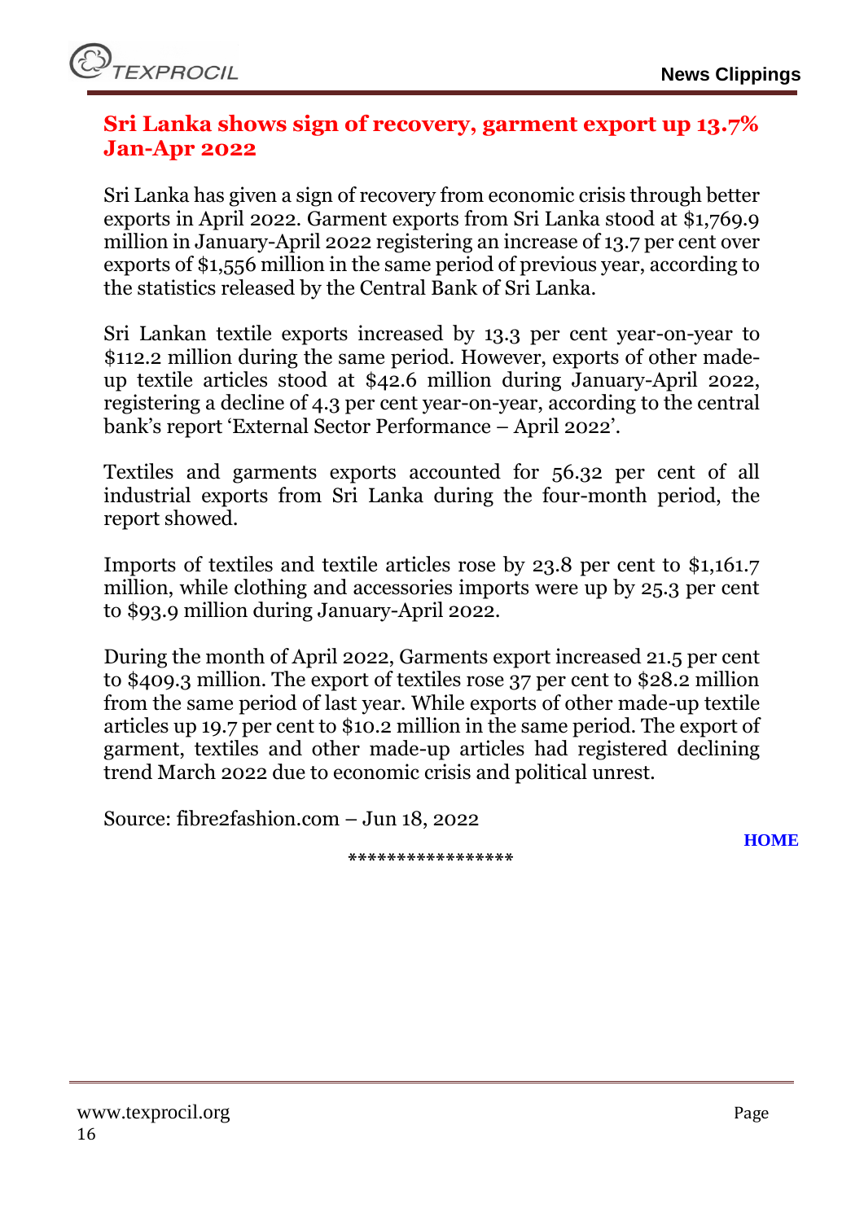## Sri Lanka shows sign of recovery, garment export up 13.7% Jan-Apr 2022

Sri Lanka has given a sign of recovery from economic crisis through better exports in April 2022. Garment exports from Sri Lanka stood at $1,769.9 million in January-April 2022 registering an increase of 13.7 per cent over exports of $1,556 million in the same period of previous year, according to the statistics released by the Central Bank of Sri Lanka.

Sri Lankan textile exports increased by 13.3 per cent year-on-year to $112.2 million during the same period. However, exports of other made-up textile articles stood at $42.6 million during January-April 2022, registering a decline of 4.3 per cent year-on-year, according to the central bank's report 'External Sector Performance – April 2022'.

Textiles and garments exports accounted for 56.32 per cent of all industrial exports from Sri Lanka during the four-month period, the report showed.

Imports of textiles and textile articles rose by 23.8 per cent to $1,161.7 million, while clothing and accessories imports were up by 25.3 per cent to $93.9 million during January-April 2022.

During the month of April 2022, Garments export increased 21.5 per cent to $409.3 million. The export of textiles rose 37 per cent to $28.2 million from the same period of last year. While exports of other made-up textile articles up 19.7 per cent to $10.2 million in the same period. The export of garment, textiles and other made-up articles had registered declining trend March 2022 due to economic crisis and political unrest.

Source: fibre2fashion.com – Jun 18, 2022

HOME

*****************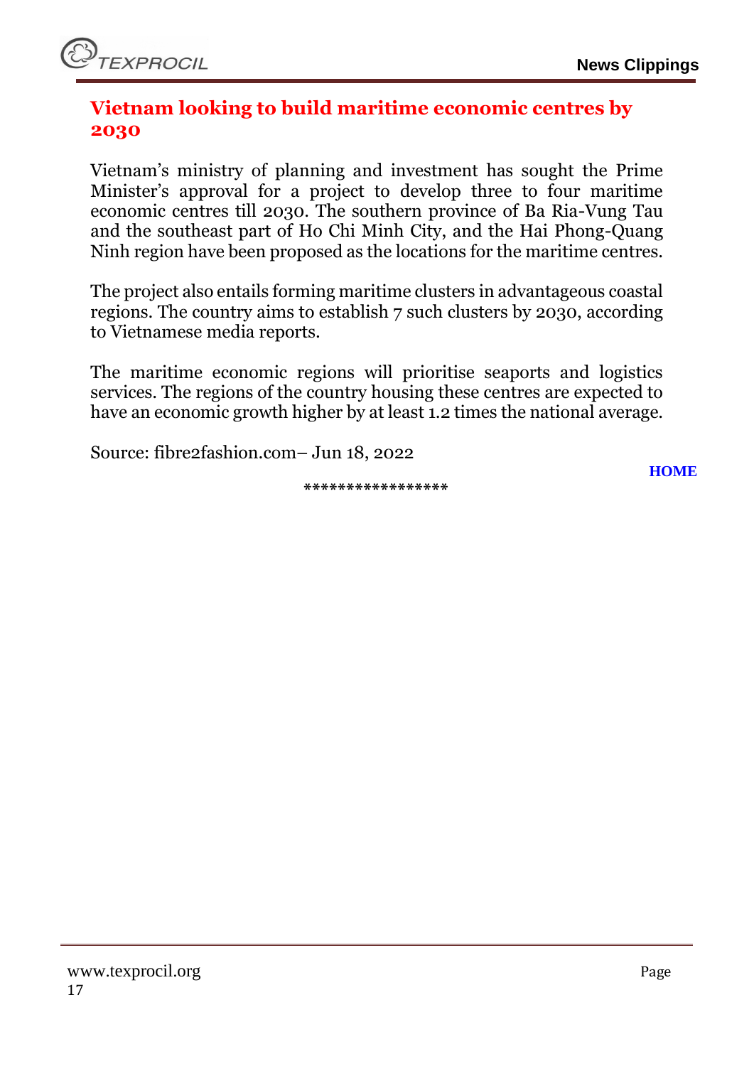## Vietnam looking to build maritime economic centres by 2030

Vietnam's ministry of planning and investment has sought the Prime Minister's approval for a project to develop three to four maritime economic centres till 2030. The southern province of Ba Ria-Vung Tau and the southeast part of Ho Chi Minh City, and the Hai Phong-Quang Ninh region have been proposed as the locations for the maritime centres.

The project also entails forming maritime clusters in advantageous coastal regions. The country aims to establish 7 such clusters by 2030, according to Vietnamese media reports.

The maritime economic regions will prioritise seaports and logistics services. The regions of the country housing these centres are expected to have an economic growth higher by at least 1.2 times the national average.

Source: fibre2fashion.com– Jun 18, 2022

HOME

*****************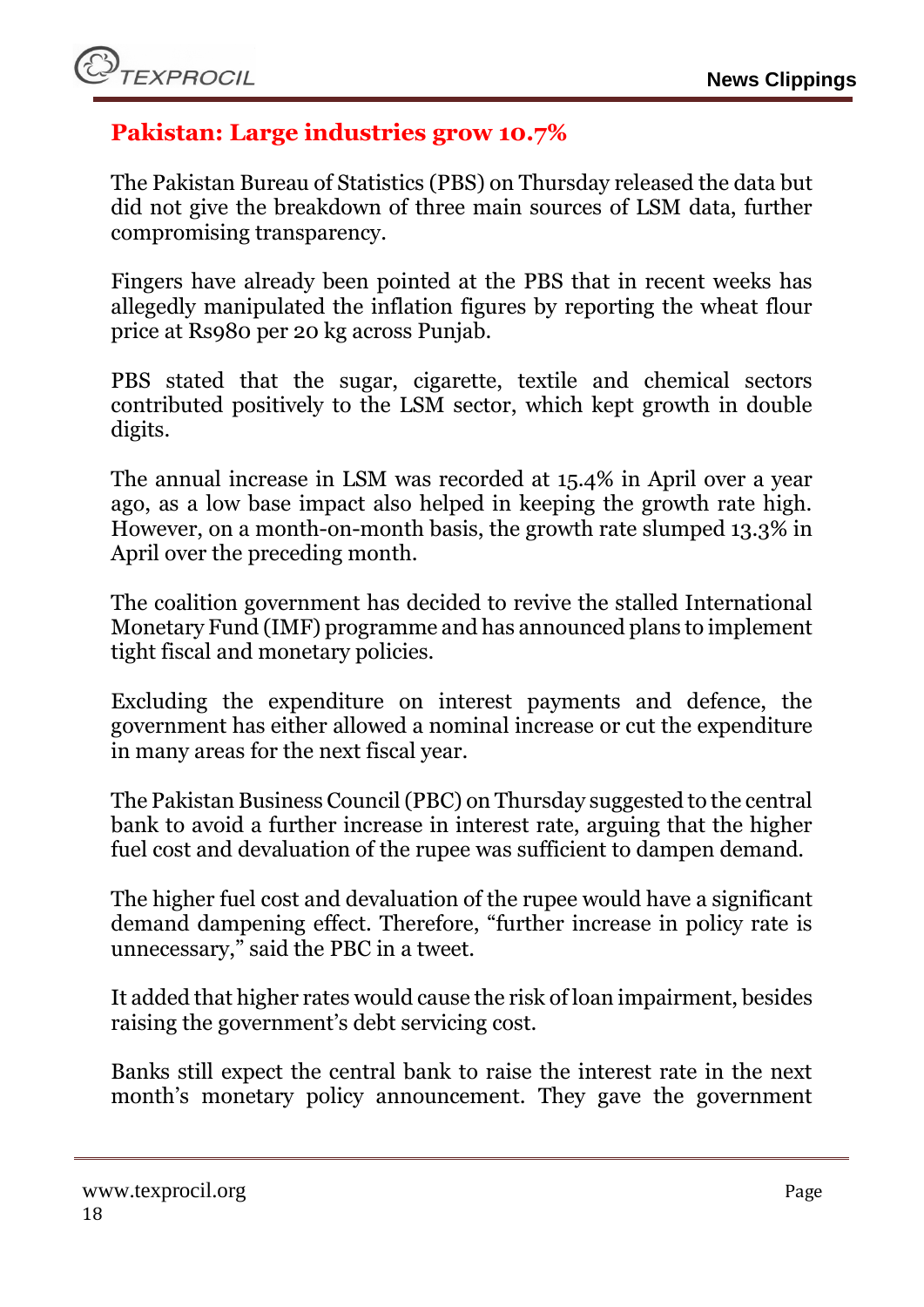## Pakistan: Large industries grow 10.7%

The Pakistan Bureau of Statistics (PBS) on Thursday released the data but did not give the breakdown of three main sources of LSM data, further compromising transparency.

Fingers have already been pointed at the PBS that in recent weeks has allegedly manipulated the inflation figures by reporting the wheat flour price at Rs980 per 20 kg across Punjab.

PBS stated that the sugar, cigarette, textile and chemical sectors contributed positively to the LSM sector, which kept growth in double digits.

The annual increase in LSM was recorded at 15.4% in April over a year ago, as a low base impact also helped in keeping the growth rate high. However, on a month-on-month basis, the growth rate slumped 13.3% in April over the preceding month.

The coalition government has decided to revive the stalled International Monetary Fund (IMF) programme and has announced plans to implement tight fiscal and monetary policies.

Excluding the expenditure on interest payments and defence, the government has either allowed a nominal increase or cut the expenditure in many areas for the next fiscal year.

The Pakistan Business Council (PBC) on Thursday suggested to the central bank to avoid a further increase in interest rate, arguing that the higher fuel cost and devaluation of the rupee was sufficient to dampen demand.

The higher fuel cost and devaluation of the rupee would have a significant demand dampening effect. Therefore, "further increase in policy rate is unnecessary," said the PBC in a tweet.

It added that higher rates would cause the risk of loan impairment, besides raising the government's debt servicing cost.

Banks still expect the central bank to raise the interest rate in the next month's monetary policy announcement. They gave the government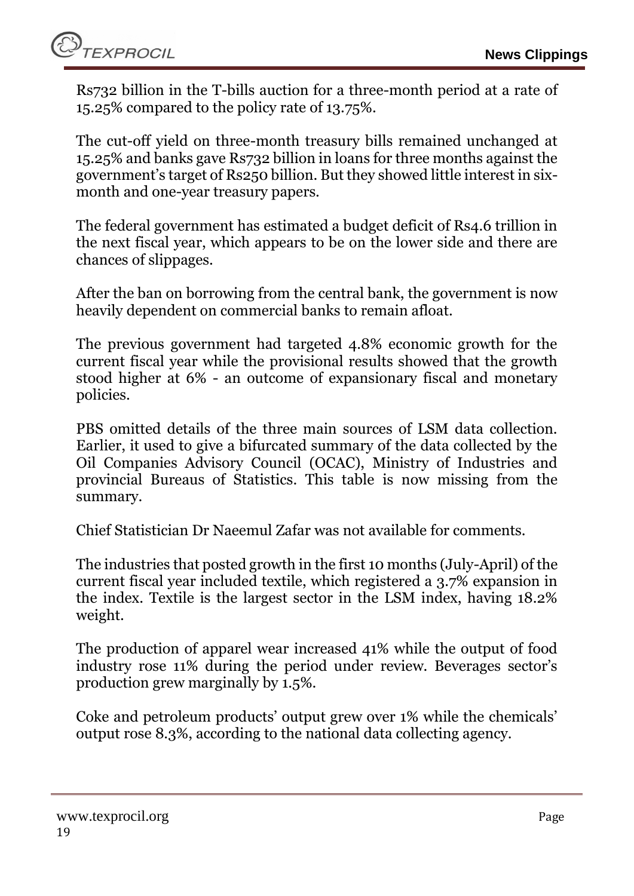Rs732 billion in the T-bills auction for a three-month period at a rate of 15.25% compared to the policy rate of 13.75%.

The cut-off yield on three-month treasury bills remained unchanged at 15.25% and banks gave Rs732 billion in loans for three months against the government's target of Rs250 billion. But they showed little interest in six-month and one-year treasury papers.

The federal government has estimated a budget deficit of Rs4.6 trillion in the next fiscal year, which appears to be on the lower side and there are chances of slippages.

After the ban on borrowing from the central bank, the government is now heavily dependent on commercial banks to remain afloat.

The previous government had targeted 4.8% economic growth for the current fiscal year while the provisional results showed that the growth stood higher at 6% - an outcome of expansionary fiscal and monetary policies.

PBS omitted details of the three main sources of LSM data collection. Earlier, it used to give a bifurcated summary of the data collected by the Oil Companies Advisory Council (OCAC), Ministry of Industries and provincial Bureaus of Statistics. This table is now missing from the summary.

Chief Statistician Dr Naeemul Zafar was not available for comments.

The industries that posted growth in the first 10 months (July-April) of the current fiscal year included textile, which registered a 3.7% expansion in the index. Textile is the largest sector in the LSM index, having 18.2% weight.

The production of apparel wear increased 41% while the output of food industry rose 11% during the period under review. Beverages sector's production grew marginally by 1.5%.

Coke and petroleum products' output grew over 1% while the chemicals' output rose 8.3%, according to the national data collecting agency.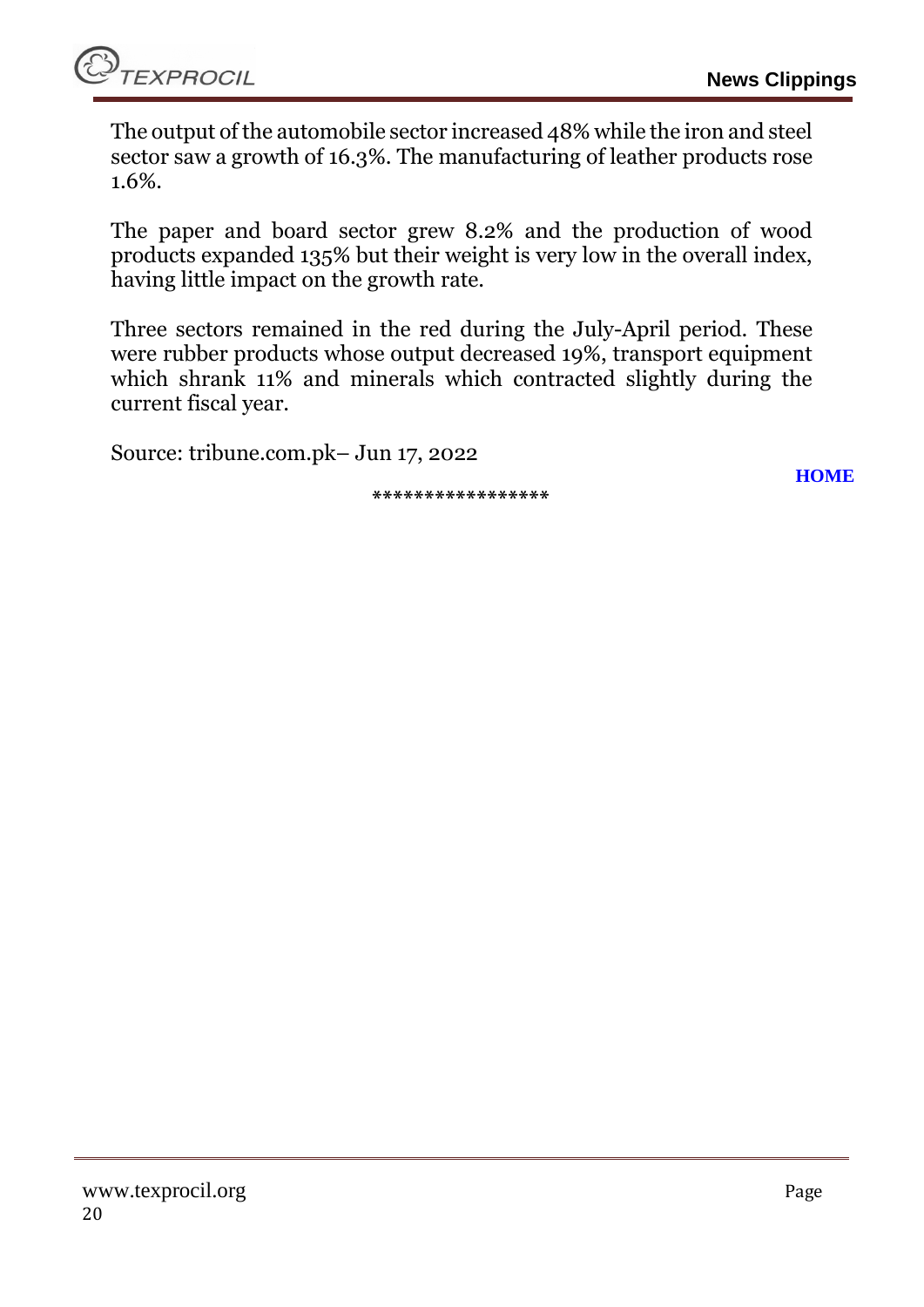The output of the automobile sector increased 48% while the iron and steel sector saw a growth of 16.3%. The manufacturing of leather products rose 1.6%.

The paper and board sector grew 8.2% and the production of wood products expanded 135% but their weight is very low in the overall index, having little impact on the growth rate.

Three sectors remained in the red during the July-April period. These were rubber products whose output decreased 19%, transport equipment which shrank 11% and minerals which contracted slightly during the current fiscal year.

Source: tribune.com.pk– Jun 17, 2022

**HOME**

*****************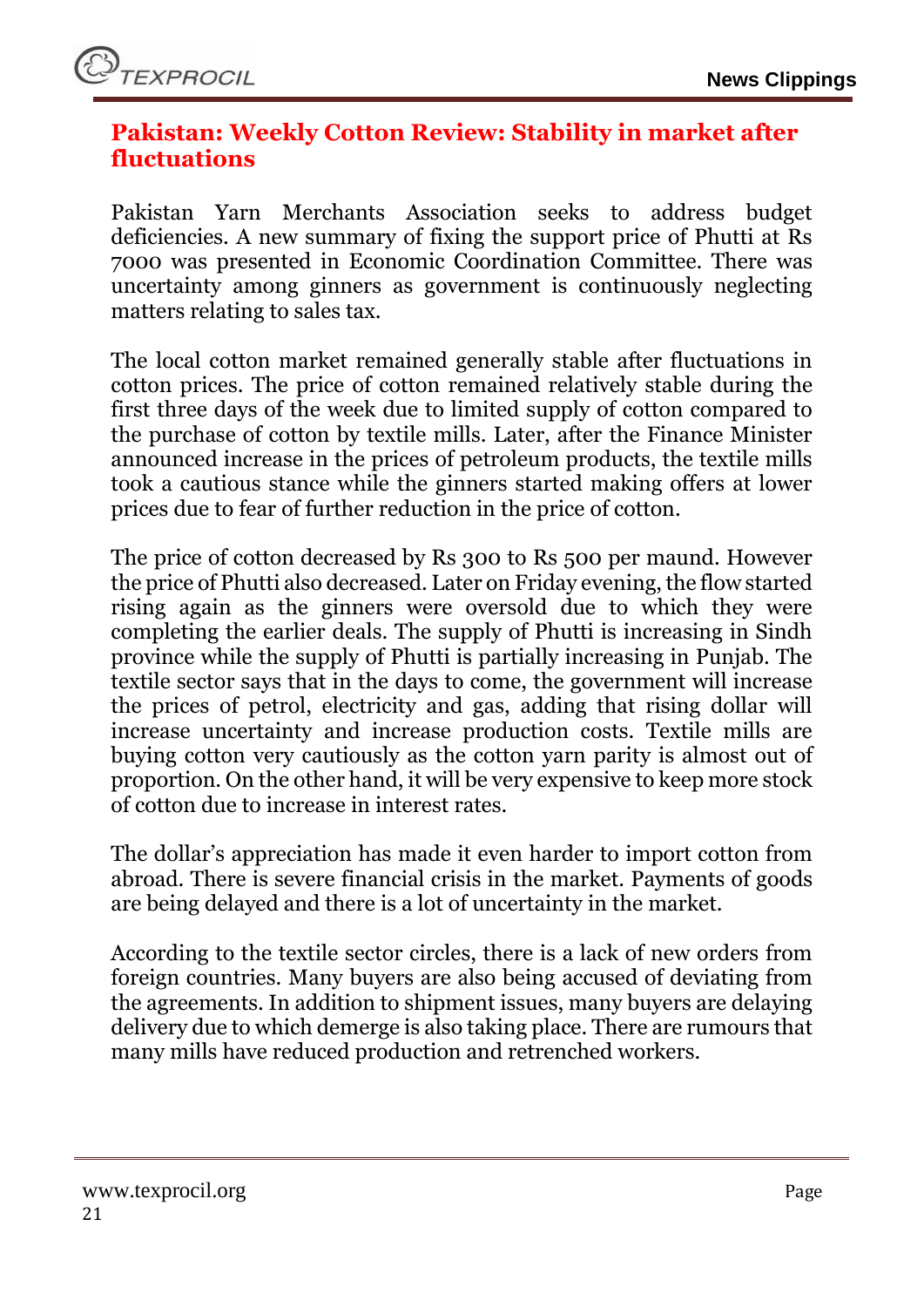## Pakistan: Weekly Cotton Review: Stability in market after fluctuations

Pakistan Yarn Merchants Association seeks to address budget deficiencies. A new summary of fixing the support price of Phutti at Rs 7000 was presented in Economic Coordination Committee. There was uncertainty among ginners as government is continuously neglecting matters relating to sales tax.

The local cotton market remained generally stable after fluctuations in cotton prices. The price of cotton remained relatively stable during the first three days of the week due to limited supply of cotton compared to the purchase of cotton by textile mills. Later, after the Finance Minister announced increase in the prices of petroleum products, the textile mills took a cautious stance while the ginners started making offers at lower prices due to fear of further reduction in the price of cotton.

The price of cotton decreased by Rs 300 to Rs 500 per maund. However the price of Phutti also decreased. Later on Friday evening, the flow started rising again as the ginners were oversold due to which they were completing the earlier deals. The supply of Phutti is increasing in Sindh province while the supply of Phutti is partially increasing in Punjab. The textile sector says that in the days to come, the government will increase the prices of petrol, electricity and gas, adding that rising dollar will increase uncertainty and increase production costs. Textile mills are buying cotton very cautiously as the cotton yarn parity is almost out of proportion. On the other hand, it will be very expensive to keep more stock of cotton due to increase in interest rates.

The dollar's appreciation has made it even harder to import cotton from abroad. There is severe financial crisis in the market. Payments of goods are being delayed and there is a lot of uncertainty in the market.

According to the textile sector circles, there is a lack of new orders from foreign countries. Many buyers are also being accused of deviating from the agreements. In addition to shipment issues, many buyers are delaying delivery due to which demerge is also taking place. There are rumours that many mills have reduced production and retrenched workers.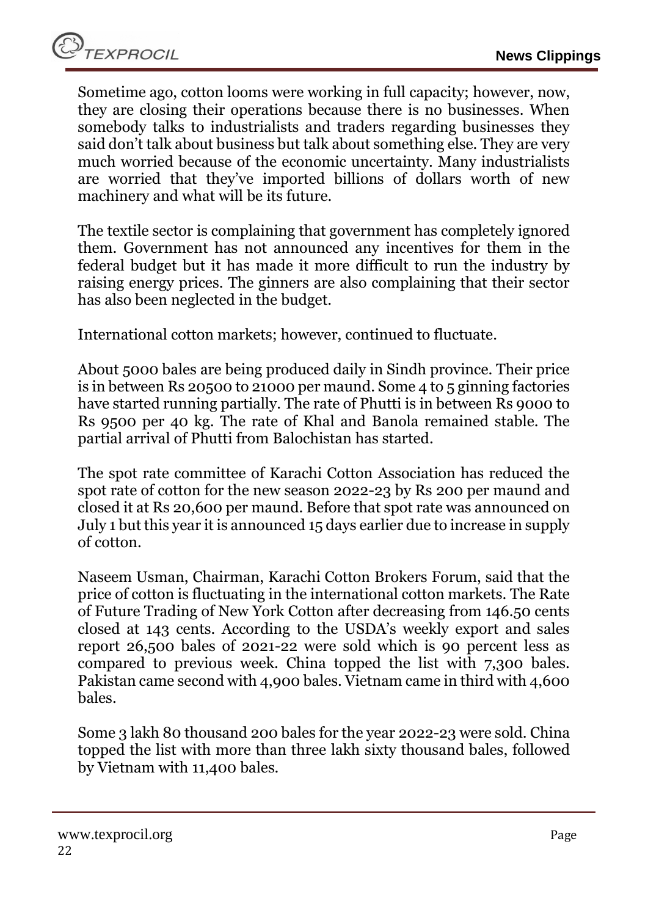Sometime ago, cotton looms were working in full capacity; however, now, they are closing their operations because there is no businesses. When somebody talks to industrialists and traders regarding businesses they said don't talk about business but talk about something else. They are very much worried because of the economic uncertainty. Many industrialists are worried that they've imported billions of dollars worth of new machinery and what will be its future.

The textile sector is complaining that government has completely ignored them. Government has not announced any incentives for them in the federal budget but it has made it more difficult to run the industry by raising energy prices. The ginners are also complaining that their sector has also been neglected in the budget.

International cotton markets; however, continued to fluctuate.

About 5000 bales are being produced daily in Sindh province. Their price is in between Rs 20500 to 21000 per maund. Some 4 to 5 ginning factories have started running partially. The rate of Phutti is in between Rs 9000 to Rs 9500 per 40 kg. The rate of Khal and Banola remained stable. The partial arrival of Phutti from Balochistan has started.

The spot rate committee of Karachi Cotton Association has reduced the spot rate of cotton for the new season 2022-23 by Rs 200 per maund and closed it at Rs 20,600 per maund. Before that spot rate was announced on July 1 but this year it is announced 15 days earlier due to increase in supply of cotton.

Naseem Usman, Chairman, Karachi Cotton Brokers Forum, said that the price of cotton is fluctuating in the international cotton markets. The Rate of Future Trading of New York Cotton after decreasing from 146.50 cents closed at 143 cents. According to the USDA's weekly export and sales report 26,500 bales of 2021-22 were sold which is 90 percent less as compared to previous week. China topped the list with 7,300 bales. Pakistan came second with 4,900 bales. Vietnam came in third with 4,600 bales.

Some 3 lakh 80 thousand 200 bales for the year 2022-23 were sold. China topped the list with more than three lakh sixty thousand bales, followed by Vietnam with 11,400 bales.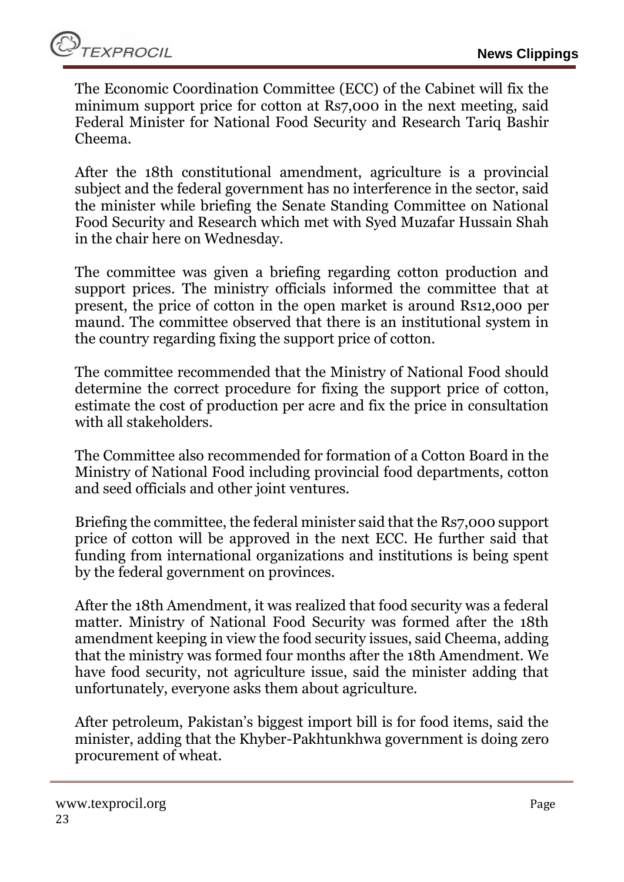The Economic Coordination Committee (ECC) of the Cabinet will fix the minimum support price for cotton at Rs7,000 in the next meeting, said Federal Minister for National Food Security and Research Tariq Bashir Cheema.

After the 18th constitutional amendment, agriculture is a provincial subject and the federal government has no interference in the sector, said the minister while briefing the Senate Standing Committee on National Food Security and Research which met with Syed Muzafar Hussain Shah in the chair here on Wednesday.

The committee was given a briefing regarding cotton production and support prices. The ministry officials informed the committee that at present, the price of cotton in the open market is around Rs12,000 per maund. The committee observed that there is an institutional system in the country regarding fixing the support price of cotton.

The committee recommended that the Ministry of National Food should determine the correct procedure for fixing the support price of cotton, estimate the cost of production per acre and fix the price in consultation with all stakeholders.

The Committee also recommended for formation of a Cotton Board in the Ministry of National Food including provincial food departments, cotton and seed officials and other joint ventures.

Briefing the committee, the federal minister said that the Rs7,000 support price of cotton will be approved in the next ECC. He further said that funding from international organizations and institutions is being spent by the federal government on provinces.

After the 18th Amendment, it was realized that food security was a federal matter. Ministry of National Food Security was formed after the 18th amendment keeping in view the food security issues, said Cheema, adding that the ministry was formed four months after the 18th Amendment. We have food security, not agriculture issue, said the minister adding that unfortunately, everyone asks them about agriculture.

After petroleum, Pakistan's biggest import bill is for food items, said the minister, adding that the Khyber-Pakhtunkhwa government is doing zero procurement of wheat.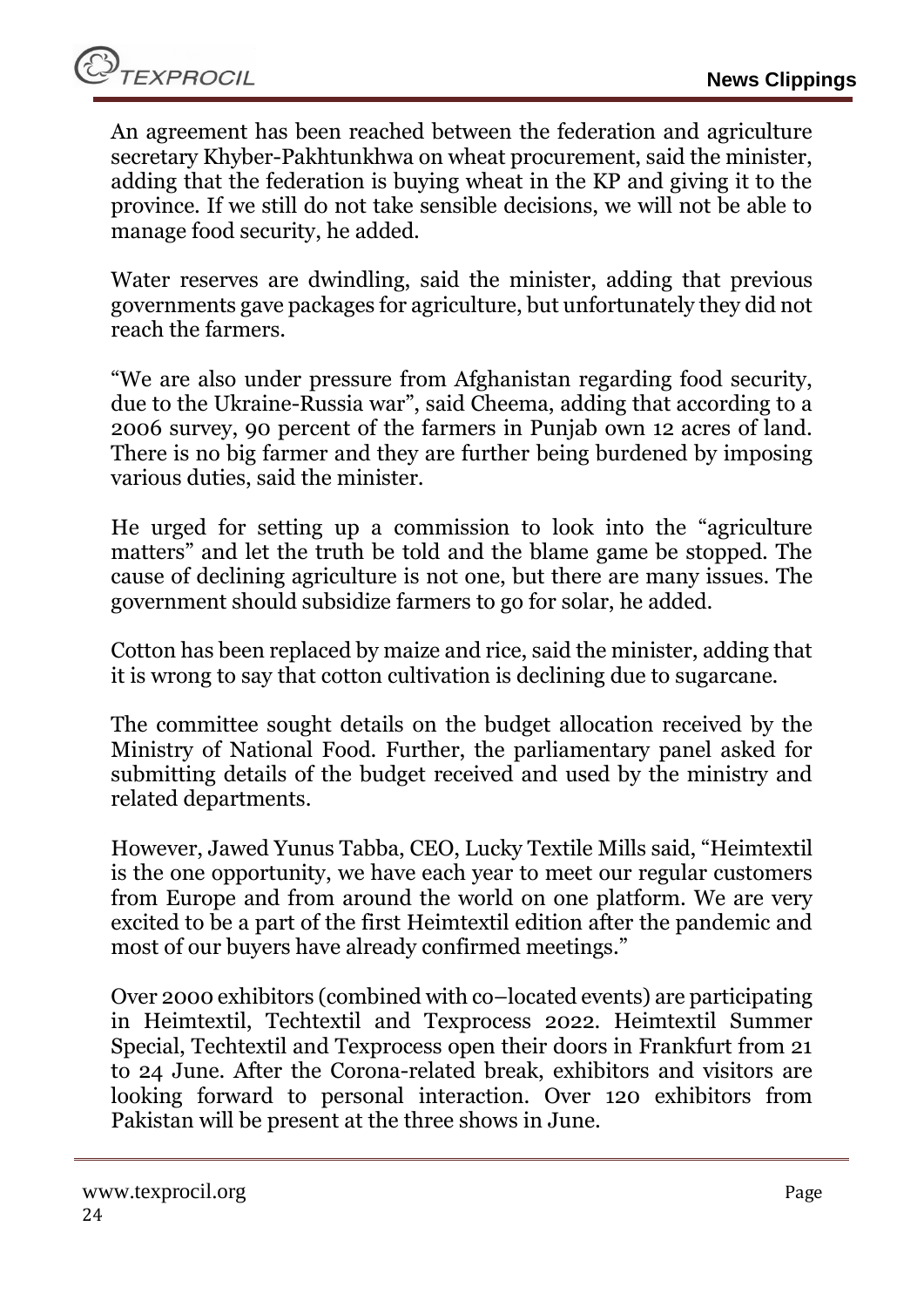An agreement has been reached between the federation and agriculture secretary Khyber-Pakhtunkhwa on wheat procurement, said the minister, adding that the federation is buying wheat in the KP and giving it to the province. If we still do not take sensible decisions, we will not be able to manage food security, he added.

Water reserves are dwindling, said the minister, adding that previous governments gave packages for agriculture, but unfortunately they did not reach the farmers.

"We are also under pressure from Afghanistan regarding food security, due to the Ukraine-Russia war", said Cheema, adding that according to a 2006 survey, 90 percent of the farmers in Punjab own 12 acres of land. There is no big farmer and they are further being burdened by imposing various duties, said the minister.

He urged for setting up a commission to look into the "agriculture matters" and let the truth be told and the blame game be stopped. The cause of declining agriculture is not one, but there are many issues. The government should subsidize farmers to go for solar, he added.

Cotton has been replaced by maize and rice, said the minister, adding that it is wrong to say that cotton cultivation is declining due to sugarcane.

The committee sought details on the budget allocation received by the Ministry of National Food. Further, the parliamentary panel asked for submitting details of the budget received and used by the ministry and related departments.

However, Jawed Yunus Tabba, CEO, Lucky Textile Mills said, "Heimtextil is the one opportunity, we have each year to meet our regular customers from Europe and from around the world on one platform. We are very excited to be a part of the first Heimtextil edition after the pandemic and most of our buyers have already confirmed meetings."

Over 2000 exhibitors (combined with co–located events) are participating in Heimtextil, Techtextil and Texprocess 2022. Heimtextil Summer Special, Techtextil and Texprocess open their doors in Frankfurt from 21 to 24 June. After the Corona-related break, exhibitors and visitors are looking forward to personal interaction. Over 120 exhibitors from Pakistan will be present at the three shows in June.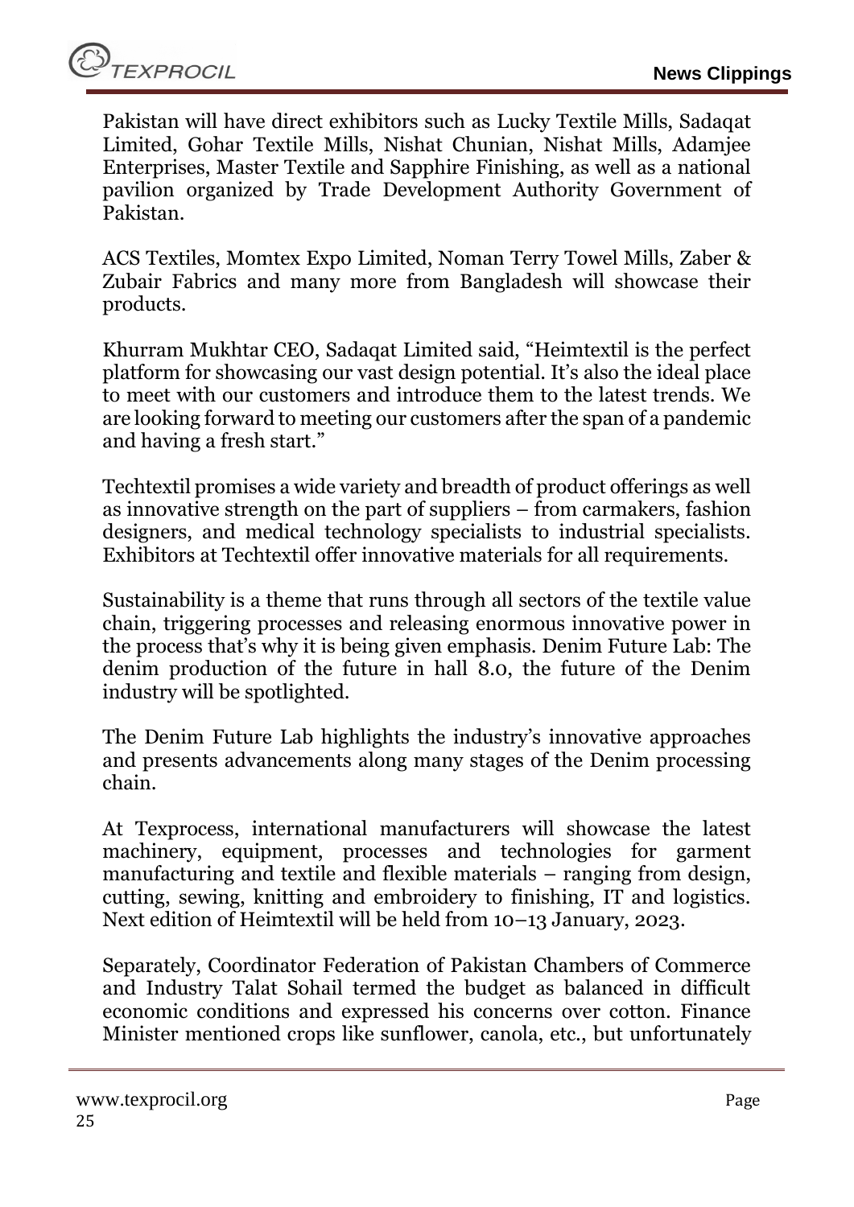Pakistan will have direct exhibitors such as Lucky Textile Mills, Sadaqat Limited, Gohar Textile Mills, Nishat Chunian, Nishat Mills, Adamjee Enterprises, Master Textile and Sapphire Finishing, as well as a national pavilion organized by Trade Development Authority Government of Pakistan.

ACS Textiles, Momtex Expo Limited, Noman Terry Towel Mills, Zaber & Zubair Fabrics and many more from Bangladesh will showcase their products.

Khurram Mukhtar CEO, Sadaqat Limited said, "Heimtextil is the perfect platform for showcasing our vast design potential. It's also the ideal place to meet with our customers and introduce them to the latest trends. We are looking forward to meeting our customers after the span of a pandemic and having a fresh start."

Techtextil promises a wide variety and breadth of product offerings as well as innovative strength on the part of suppliers – from carmakers, fashion designers, and medical technology specialists to industrial specialists. Exhibitors at Techtextil offer innovative materials for all requirements.

Sustainability is a theme that runs through all sectors of the textile value chain, triggering processes and releasing enormous innovative power in the process that's why it is being given emphasis. Denim Future Lab: The denim production of the future in hall 8.0, the future of the Denim industry will be spotlighted.

The Denim Future Lab highlights the industry's innovative approaches and presents advancements along many stages of the Denim processing chain.

At Texprocess, international manufacturers will showcase the latest machinery, equipment, processes and technologies for garment manufacturing and textile and flexible materials – ranging from design, cutting, sewing, knitting and embroidery to finishing, IT and logistics. Next edition of Heimtextil will be held from 10–13 January, 2023.

Separately, Coordinator Federation of Pakistan Chambers of Commerce and Industry Talat Sohail termed the budget as balanced in difficult economic conditions and expressed his concerns over cotton. Finance Minister mentioned crops like sunflower, canola, etc., but unfortunately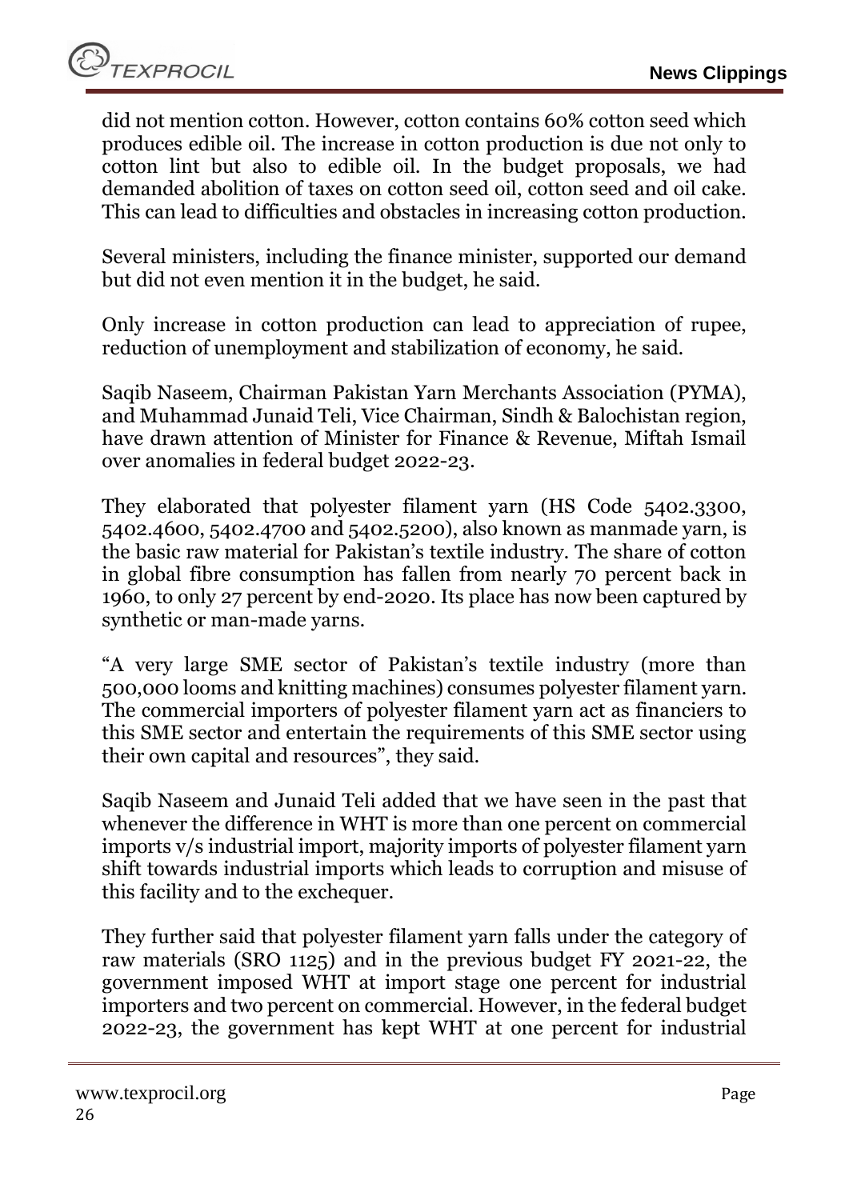did not mention cotton. However, cotton contains 60% cotton seed which produces edible oil. The increase in cotton production is due not only to cotton lint but also to edible oil. In the budget proposals, we had demanded abolition of taxes on cotton seed oil, cotton seed and oil cake. This can lead to difficulties and obstacles in increasing cotton production.

Several ministers, including the finance minister, supported our demand but did not even mention it in the budget, he said.

Only increase in cotton production can lead to appreciation of rupee, reduction of unemployment and stabilization of economy, he said.

Saqib Naseem, Chairman Pakistan Yarn Merchants Association (PYMA), and Muhammad Junaid Teli, Vice Chairman, Sindh & Balochistan region, have drawn attention of Minister for Finance & Revenue, Miftah Ismail over anomalies in federal budget 2022-23.

They elaborated that polyester filament yarn (HS Code 5402.3300, 5402.4600, 5402.4700 and 5402.5200), also known as manmade yarn, is the basic raw material for Pakistan's textile industry. The share of cotton in global fibre consumption has fallen from nearly 70 percent back in 1960, to only 27 percent by end-2020. Its place has now been captured by synthetic or man-made yarns.

"A very large SME sector of Pakistan's textile industry (more than 500,000 looms and knitting machines) consumes polyester filament yarn. The commercial importers of polyester filament yarn act as financiers to this SME sector and entertain the requirements of this SME sector using their own capital and resources", they said.

Saqib Naseem and Junaid Teli added that we have seen in the past that whenever the difference in WHT is more than one percent on commercial imports v/s industrial import, majority imports of polyester filament yarn shift towards industrial imports which leads to corruption and misuse of this facility and to the exchequer.

They further said that polyester filament yarn falls under the category of raw materials (SRO 1125) and in the previous budget FY 2021-22, the government imposed WHT at import stage one percent for industrial importers and two percent on commercial. However, in the federal budget 2022-23, the government has kept WHT at one percent for industrial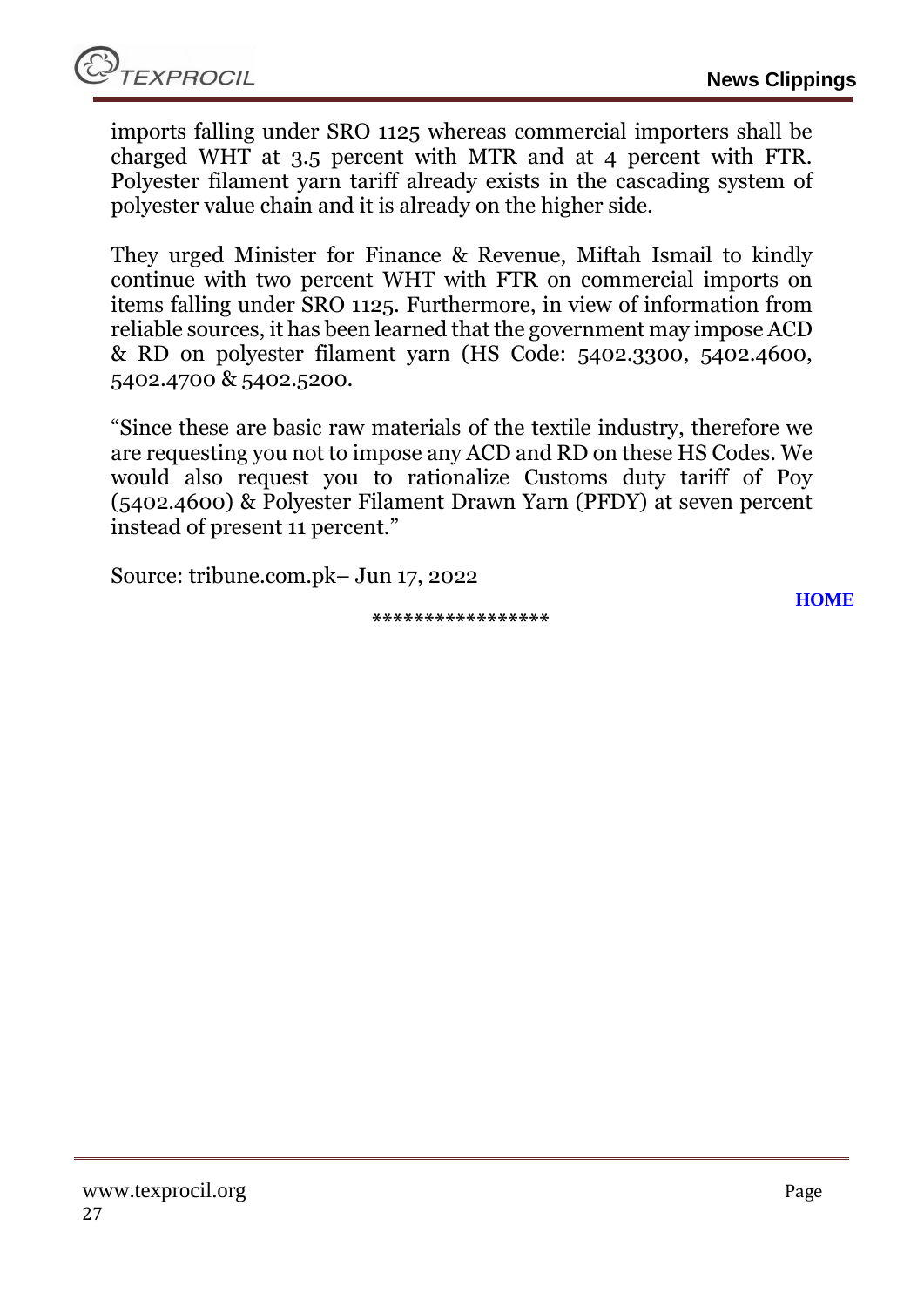imports falling under SRO 1125 whereas commercial importers shall be charged WHT at 3.5 percent with MTR and at 4 percent with FTR. Polyester filament yarn tariff already exists in the cascading system of polyester value chain and it is already on the higher side.

They urged Minister for Finance & Revenue, Miftah Ismail to kindly continue with two percent WHT with FTR on commercial imports on items falling under SRO 1125. Furthermore, in view of information from reliable sources, it has been learned that the government may impose ACD & RD on polyester filament yarn (HS Code: 5402.3300, 5402.4600, 5402.4700 & 5402.5200.

"Since these are basic raw materials of the textile industry, therefore we are requesting you not to impose any ACD and RD on these HS Codes. We would also request you to rationalize Customs duty tariff of Poy (5402.4600) & Polyester Filament Drawn Yarn (PFDY) at seven percent instead of present 11 percent."

Source: tribune.com.pk– Jun 17, 2022

**HOME**

*****************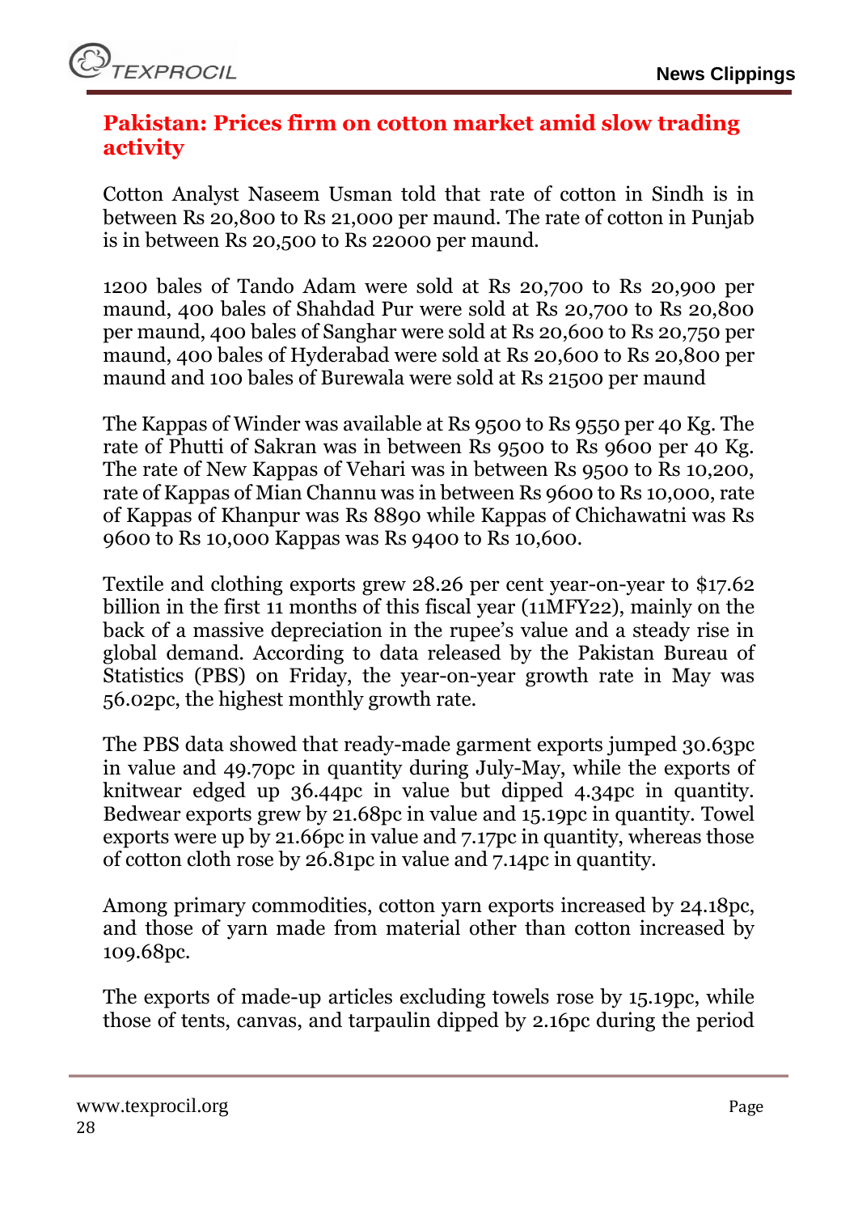## Pakistan: Prices firm on cotton market amid slow trading activity

Cotton Analyst Naseem Usman told that rate of cotton in Sindh is in between Rs 20,800 to Rs 21,000 per maund. The rate of cotton in Punjab is in between Rs 20,500 to Rs 22000 per maund.

1200 bales of Tando Adam were sold at Rs 20,700 to Rs 20,900 per maund, 400 bales of Shahdad Pur were sold at Rs 20,700 to Rs 20,800 per maund, 400 bales of Sanghar were sold at Rs 20,600 to Rs 20,750 per maund, 400 bales of Hyderabad were sold at Rs 20,600 to Rs 20,800 per maund and 100 bales of Burewala were sold at Rs 21500 per maund

The Kappas of Winder was available at Rs 9500 to Rs 9550 per 40 Kg. The rate of Phutti of Sakran was in between Rs 9500 to Rs 9600 per 40 Kg. The rate of New Kappas of Vehari was in between Rs 9500 to Rs 10,200, rate of Kappas of Mian Channu was in between Rs 9600 to Rs 10,000, rate of Kappas of Khanpur was Rs 8890 while Kappas of Chichawatni was Rs 9600 to Rs 10,000 Kappas was Rs 9400 to Rs 10,600.

Textile and clothing exports grew 28.26 per cent year-on-year to $17.62 billion in the first 11 months of this fiscal year (11MFY22), mainly on the back of a massive depreciation in the rupee's value and a steady rise in global demand. According to data released by the Pakistan Bureau of Statistics (PBS) on Friday, the year-on-year growth rate in May was 56.02pc, the highest monthly growth rate.

The PBS data showed that ready-made garment exports jumped 30.63pc in value and 49.70pc in quantity during July-May, while the exports of knitwear edged up 36.44pc in value but dipped 4.34pc in quantity. Bedwear exports grew by 21.68pc in value and 15.19pc in quantity. Towel exports were up by 21.66pc in value and 7.17pc in quantity, whereas those of cotton cloth rose by 26.81pc in value and 7.14pc in quantity.

Among primary commodities, cotton yarn exports increased by 24.18pc, and those of yarn made from material other than cotton increased by 109.68pc.

The exports of made-up articles excluding towels rose by 15.19pc, while those of tents, canvas, and tarpaulin dipped by 2.16pc during the period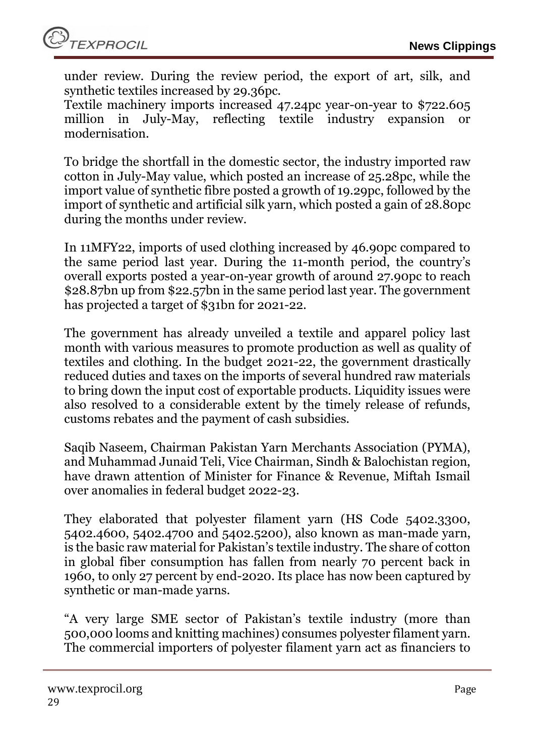under review. During the review period, the export of art, silk, and synthetic textiles increased by 29.36pc.

Textile machinery imports increased 47.24pc year-on-year to $722.605 million in July-May, reflecting textile industry expansion or modernisation.

To bridge the shortfall in the domestic sector, the industry imported raw cotton in July-May value, which posted an increase of 25.28pc, while the import value of synthetic fibre posted a growth of 19.29pc, followed by the import of synthetic and artificial silk yarn, which posted a gain of 28.80pc during the months under review.

In 11MFY22, imports of used clothing increased by 46.90pc compared to the same period last year. During the 11-month period, the country's overall exports posted a year-on-year growth of around 27.90pc to reach $28.87bn up from $22.57bn in the same period last year. The government has projected a target of $31bn for 2021-22.

The government has already unveiled a textile and apparel policy last month with various measures to promote production as well as quality of textiles and clothing. In the budget 2021-22, the government drastically reduced duties and taxes on the imports of several hundred raw materials to bring down the input cost of exportable products. Liquidity issues were also resolved to a considerable extent by the timely release of refunds, customs rebates and the payment of cash subsidies.

Saqib Naseem, Chairman Pakistan Yarn Merchants Association (PYMA), and Muhammad Junaid Teli, Vice Chairman, Sindh & Balochistan region, have drawn attention of Minister for Finance & Revenue, Miftah Ismail over anomalies in federal budget 2022-23.

They elaborated that polyester filament yarn (HS Code 5402.3300, 5402.4600, 5402.4700 and 5402.5200), also known as man-made yarn, is the basic raw material for Pakistan's textile industry. The share of cotton in global fiber consumption has fallen from nearly 70 percent back in 1960, to only 27 percent by end-2020. Its place has now been captured by synthetic or man-made yarns.

"A very large SME sector of Pakistan's textile industry (more than 500,000 looms and knitting machines) consumes polyester filament yarn. The commercial importers of polyester filament yarn act as financiers to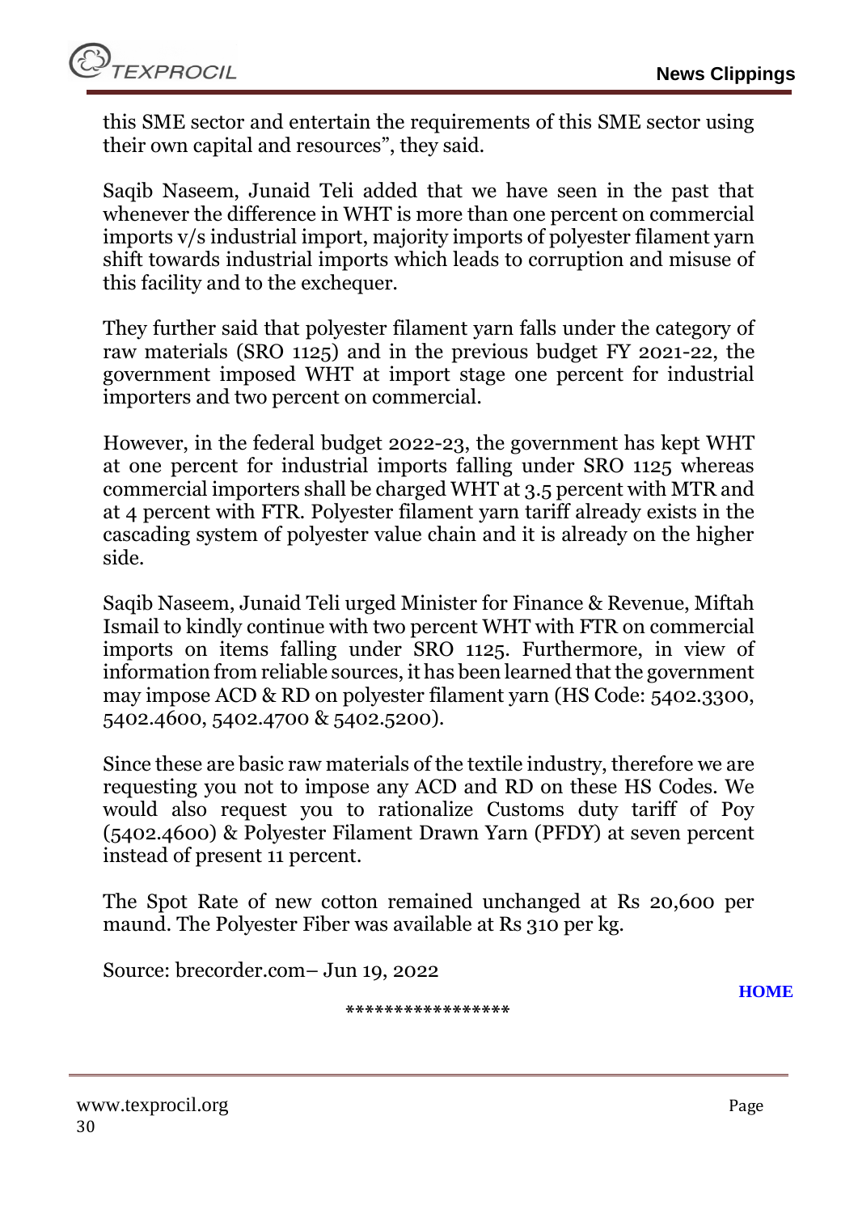this SME sector and entertain the requirements of this SME sector using their own capital and resources", they said.

Saqib Naseem, Junaid Teli added that we have seen in the past that whenever the difference in WHT is more than one percent on commercial imports v/s industrial import, majority imports of polyester filament yarn shift towards industrial imports which leads to corruption and misuse of this facility and to the exchequer.

They further said that polyester filament yarn falls under the category of raw materials (SRO 1125) and in the previous budget FY 2021-22, the government imposed WHT at import stage one percent for industrial importers and two percent on commercial.

However, in the federal budget 2022-23, the government has kept WHT at one percent for industrial imports falling under SRO 1125 whereas commercial importers shall be charged WHT at 3.5 percent with MTR and at 4 percent with FTR. Polyester filament yarn tariff already exists in the cascading system of polyester value chain and it is already on the higher side.

Saqib Naseem, Junaid Teli urged Minister for Finance & Revenue, Miftah Ismail to kindly continue with two percent WHT with FTR on commercial imports on items falling under SRO 1125. Furthermore, in view of information from reliable sources, it has been learned that the government may impose ACD & RD on polyester filament yarn (HS Code: 5402.3300, 5402.4600, 5402.4700 & 5402.5200).

Since these are basic raw materials of the textile industry, therefore we are requesting you not to impose any ACD and RD on these HS Codes. We would also request you to rationalize Customs duty tariff of Poy (5402.4600) & Polyester Filament Drawn Yarn (PFDY) at seven percent instead of present 11 percent.

The Spot Rate of new cotton remained unchanged at Rs 20,600 per maund. The Polyester Fiber was available at Rs 310 per kg.

Source: brecorder.com– Jun 19, 2022

**HOME**

*****************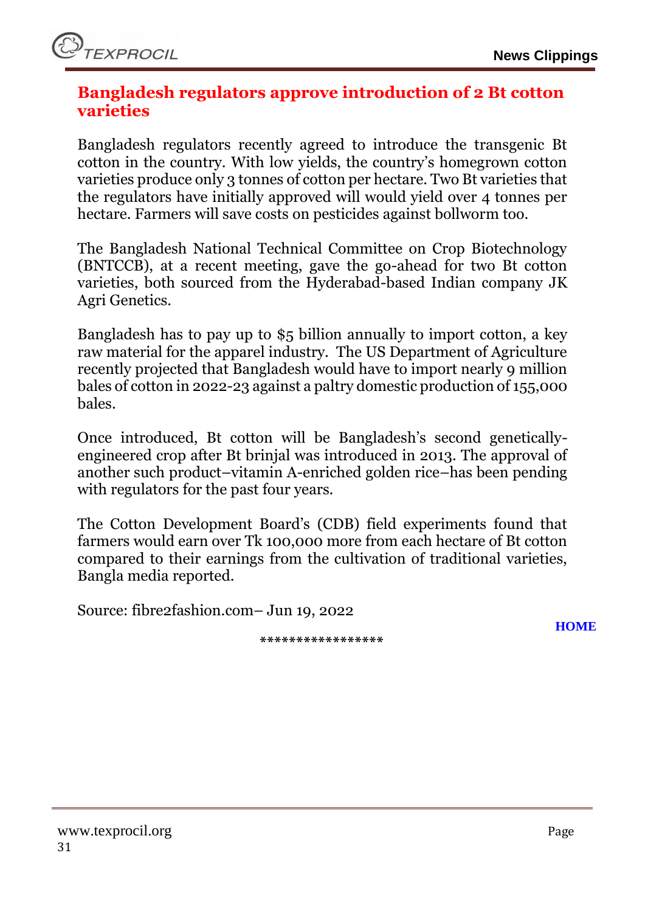## Bangladesh regulators approve introduction of 2 Bt cotton varieties

Bangladesh regulators recently agreed to introduce the transgenic Bt cotton in the country. With low yields, the country's homegrown cotton varieties produce only 3 tonnes of cotton per hectare. Two Bt varieties that the regulators have initially approved will would yield over 4 tonnes per hectare. Farmers will save costs on pesticides against bollworm too.

The Bangladesh National Technical Committee on Crop Biotechnology (BNTCCB), at a recent meeting, gave the go-ahead for two Bt cotton varieties, both sourced from the Hyderabad-based Indian company JK Agri Genetics.

Bangladesh has to pay up to $5 billion annually to import cotton, a key raw material for the apparel industry. The US Department of Agriculture recently projected that Bangladesh would have to import nearly 9 million bales of cotton in 2022-23 against a paltry domestic production of 155,000 bales.

Once introduced, Bt cotton will be Bangladesh's second genetically-engineered crop after Bt brinjal was introduced in 2013. The approval of another such product–vitamin A-enriched golden rice–has been pending with regulators for the past four years.

The Cotton Development Board's (CDB) field experiments found that farmers would earn over Tk 100,000 more from each hectare of Bt cotton compared to their earnings from the cultivation of traditional varieties, Bangla media reported.

Source: fibre2fashion.com– Jun 19, 2022

HOME

*****************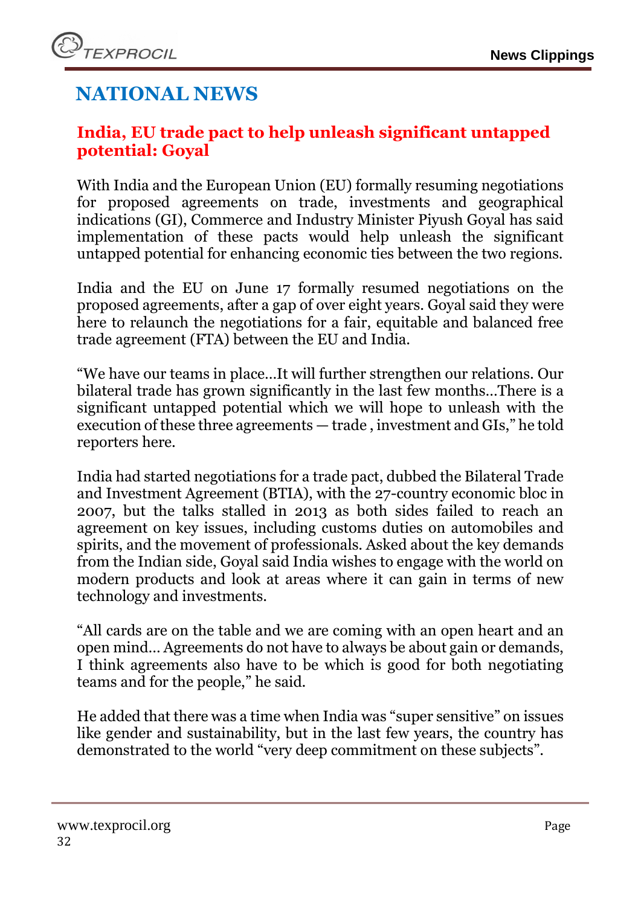# NATIONAL NEWS

## India, EU trade pact to help unleash significant untapped potential: Goyal

With India and the European Union (EU) formally resuming negotiations for proposed agreements on trade, investments and geographical indications (GI), Commerce and Industry Minister Piyush Goyal has said implementation of these pacts would help unleash the significant untapped potential for enhancing economic ties between the two regions.

India and the EU on June 17 formally resumed negotiations on the proposed agreements, after a gap of over eight years. Goyal said they were here to relaunch the negotiations for a fair, equitable and balanced free trade agreement (FTA) between the EU and India.

"We have our teams in place…It will further strengthen our relations. Our bilateral trade has grown significantly in the last few months…There is a significant untapped potential which we will hope to unleash with the execution of these three agreements — trade , investment and GIs," he told reporters here.

India had started negotiations for a trade pact, dubbed the Bilateral Trade and Investment Agreement (BTIA), with the 27-country economic bloc in 2007, but the talks stalled in 2013 as both sides failed to reach an agreement on key issues, including customs duties on automobiles and spirits, and the movement of professionals. Asked about the key demands from the Indian side, Goyal said India wishes to engage with the world on modern products and look at areas where it can gain in terms of new technology and investments.

"All cards are on the table and we are coming with an open heart and an open mind… Agreements do not have to always be about gain or demands, I think agreements also have to be which is good for both negotiating teams and for the people," he said.

He added that there was a time when India was "super sensitive" on issues like gender and sustainability, but in the last few years, the country has demonstrated to the world "very deep commitment on these subjects".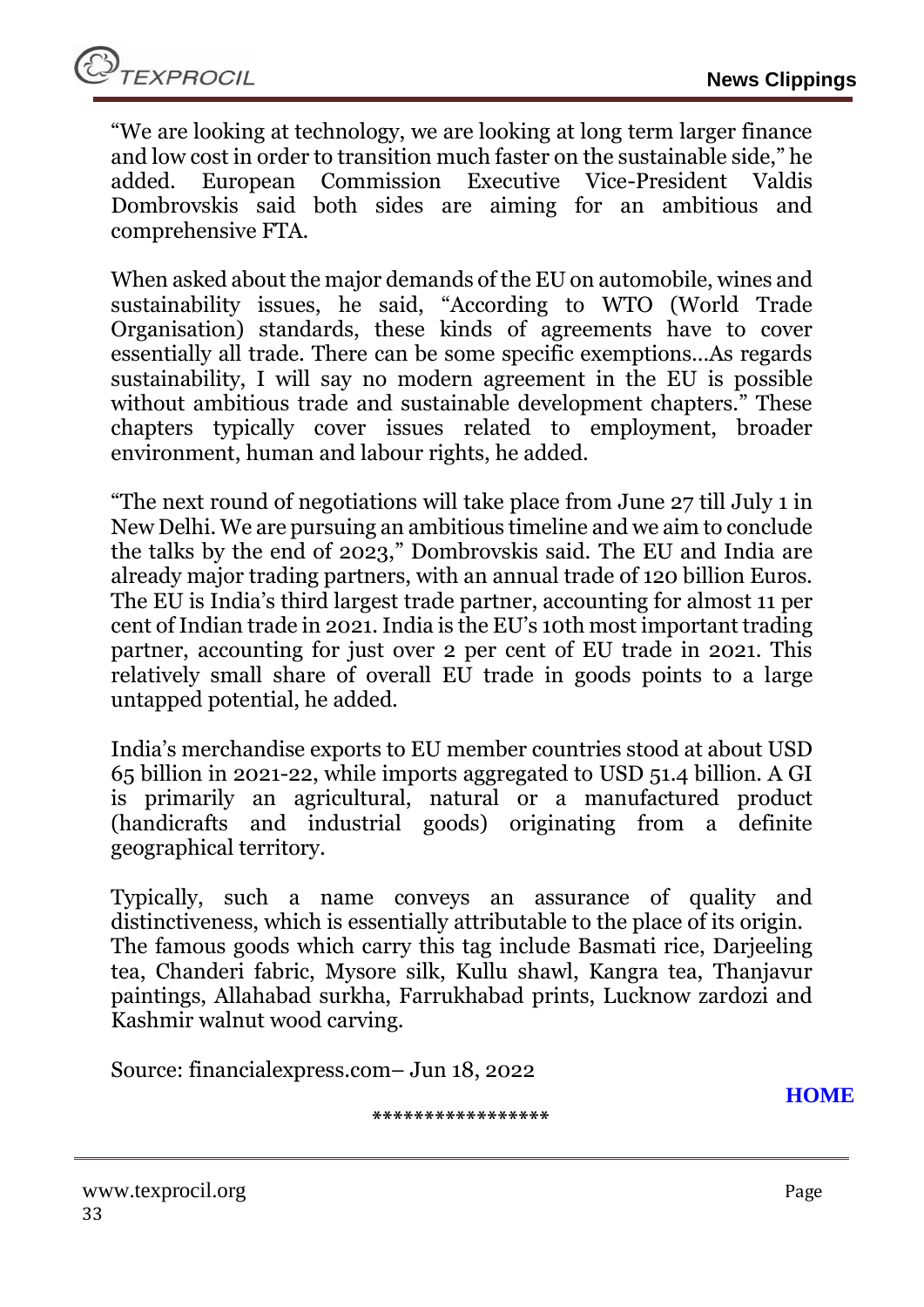"We are looking at technology, we are looking at long term larger finance and low cost in order to transition much faster on the sustainable side," he added. European Commission Executive Vice-President Valdis Dombrovskis said both sides are aiming for an ambitious and comprehensive FTA.

When asked about the major demands of the EU on automobile, wines and sustainability issues, he said, "According to WTO (World Trade Organisation) standards, these kinds of agreements have to cover essentially all trade. There can be some specific exemptions…As regards sustainability, I will say no modern agreement in the EU is possible without ambitious trade and sustainable development chapters." These chapters typically cover issues related to employment, broader environment, human and labour rights, he added.

"The next round of negotiations will take place from June 27 till July 1 in New Delhi. We are pursuing an ambitious timeline and we aim to conclude the talks by the end of 2023," Dombrovskis said. The EU and India are already major trading partners, with an annual trade of 120 billion Euros. The EU is India's third largest trade partner, accounting for almost 11 per cent of Indian trade in 2021. India is the EU's 10th most important trading partner, accounting for just over 2 per cent of EU trade in 2021. This relatively small share of overall EU trade in goods points to a large untapped potential, he added.

India's merchandise exports to EU member countries stood at about USD 65 billion in 2021-22, while imports aggregated to USD 51.4 billion. A GI is primarily an agricultural, natural or a manufactured product (handicrafts and industrial goods) originating from a definite geographical territory.

Typically, such a name conveys an assurance of quality and distinctiveness, which is essentially attributable to the place of its origin. The famous goods which carry this tag include Basmati rice, Darjeeling tea, Chanderi fabric, Mysore silk, Kullu shawl, Kangra tea, Thanjavur paintings, Allahabad surkha, Farrukhabad prints, Lucknow zardozi and Kashmir walnut wood carving.

Source: financialexpress.com– Jun 18, 2022

**HOME**

*****************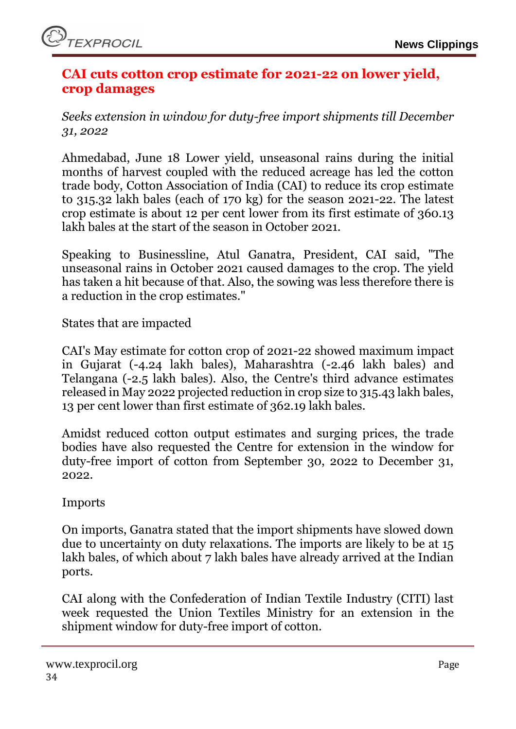# CAI cuts cotton crop estimate for 2021-22 on lower yield, crop damages

*Seeks extension in window for duty-free import shipments till December 31, 2022*

Ahmedabad, June 18 Lower yield, unseasonal rains during the initial months of harvest coupled with the reduced acreage has led the cotton trade body, Cotton Association of India (CAI) to reduce its crop estimate to 315.32 lakh bales (each of 170 kg) for the season 2021-22. The latest crop estimate is about 12 per cent lower from its first estimate of 360.13 lakh bales at the start of the season in October 2021.

Speaking to Businessline, Atul Ganatra, President, CAI said, "The unseasonal rains in October 2021 caused damages to the crop. The yield has taken a hit because of that. Also, the sowing was less therefore there is a reduction in the crop estimates."

States that are impacted

CAI's May estimate for cotton crop of 2021-22 showed maximum impact in Gujarat (-4.24 lakh bales), Maharashtra (-2.46 lakh bales) and Telangana (-2.5 lakh bales). Also, the Centre's third advance estimates released in May 2022 projected reduction in crop size to 315.43 lakh bales, 13 per cent lower than first estimate of 362.19 lakh bales.

Amidst reduced cotton output estimates and surging prices, the trade bodies have also requested the Centre for extension in the window for duty-free import of cotton from September 30, 2022 to December 31, 2022.

Imports

On imports, Ganatra stated that the import shipments have slowed down due to uncertainty on duty relaxations. The imports are likely to be at 15 lakh bales, of which about 7 lakh bales have already arrived at the Indian ports.

CAI along with the Confederation of Indian Textile Industry (CITI) last week requested the Union Textiles Ministry for an extension in the shipment window for duty-free import of cotton.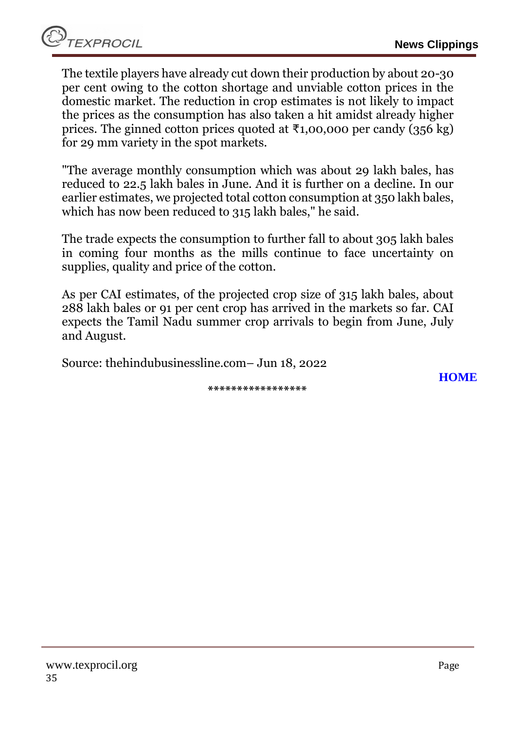The textile players have already cut down their production by about 20-30 per cent owing to the cotton shortage and unviable cotton prices in the domestic market. The reduction in crop estimates is not likely to impact the prices as the consumption has also taken a hit amidst already higher prices. The ginned cotton prices quoted at ₹1,00,000 per candy (356 kg) for 29 mm variety in the spot markets.

"The average monthly consumption which was about 29 lakh bales, has reduced to 22.5 lakh bales in June. And it is further on a decline. In our earlier estimates, we projected total cotton consumption at 350 lakh bales, which has now been reduced to 315 lakh bales," he said.

The trade expects the consumption to further fall to about 305 lakh bales in coming four months as the mills continue to face uncertainty on supplies, quality and price of the cotton.

As per CAI estimates, of the projected crop size of 315 lakh bales, about 288 lakh bales or 91 per cent crop has arrived in the markets so far. CAI expects the Tamil Nadu summer crop arrivals to begin from June, July and August.

Source: thehindubusinessline.com– Jun 18, 2022

**HOME**

*****************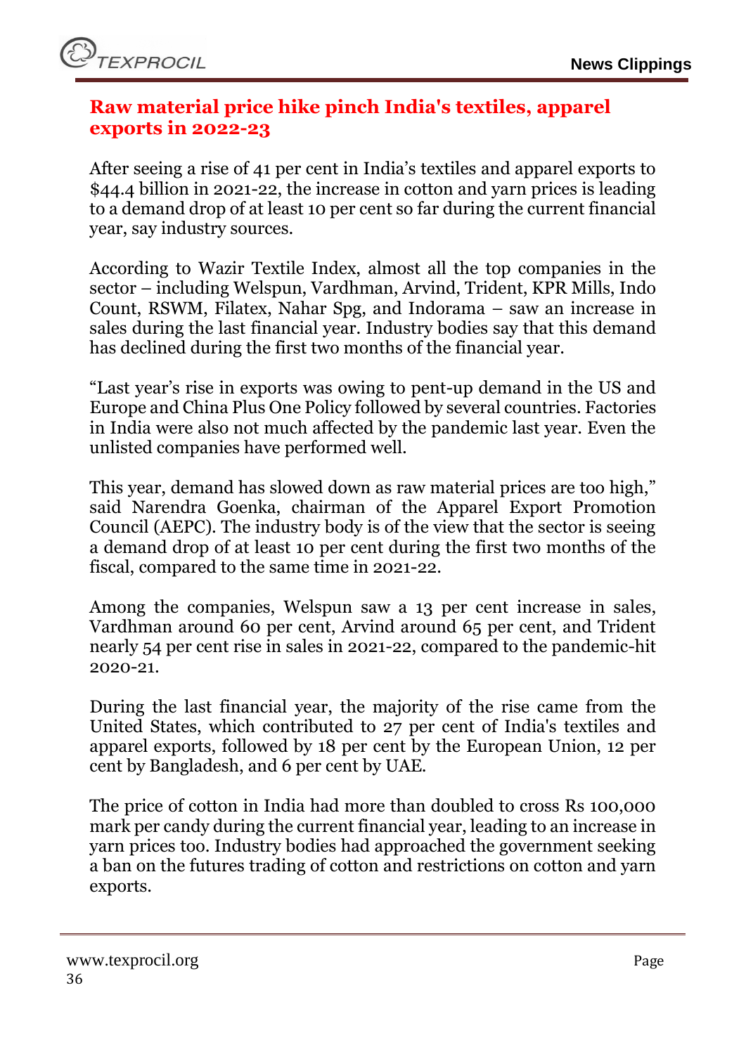## Raw material price hike pinch India's textiles, apparel exports in 2022-23

After seeing a rise of 41 per cent in India's textiles and apparel exports to $44.4 billion in 2021-22, the increase in cotton and yarn prices is leading to a demand drop of at least 10 per cent so far during the current financial year, say industry sources.

According to Wazir Textile Index, almost all the top companies in the sector – including Welspun, Vardhman, Arvind, Trident, KPR Mills, Indo Count, RSWM, Filatex, Nahar Spg, and Indorama – saw an increase in sales during the last financial year. Industry bodies say that this demand has declined during the first two months of the financial year.

"Last year's rise in exports was owing to pent-up demand in the US and Europe and China Plus One Policy followed by several countries. Factories in India were also not much affected by the pandemic last year. Even the unlisted companies have performed well.

This year, demand has slowed down as raw material prices are too high," said Narendra Goenka, chairman of the Apparel Export Promotion Council (AEPC). The industry body is of the view that the sector is seeing a demand drop of at least 10 per cent during the first two months of the fiscal, compared to the same time in 2021-22.

Among the companies, Welspun saw a 13 per cent increase in sales, Vardhman around 60 per cent, Arvind around 65 per cent, and Trident nearly 54 per cent rise in sales in 2021-22, compared to the pandemic-hit 2020-21.

During the last financial year, the majority of the rise came from the United States, which contributed to 27 per cent of India's textiles and apparel exports, followed by 18 per cent by the European Union, 12 per cent by Bangladesh, and 6 per cent by UAE.

The price of cotton in India had more than doubled to cross Rs 100,000 mark per candy during the current financial year, leading to an increase in yarn prices too. Industry bodies had approached the government seeking a ban on the futures trading of cotton and restrictions on cotton and yarn exports.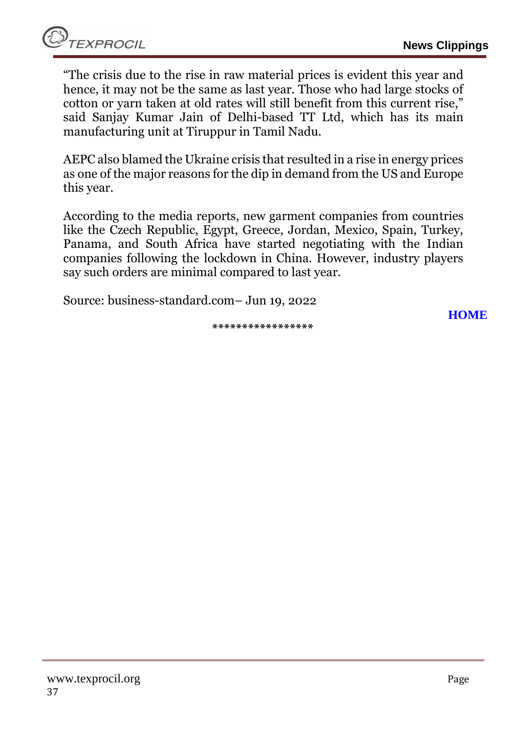"The crisis due to the rise in raw material prices is evident this year and hence, it may not be the same as last year. Those who had large stocks of cotton or yarn taken at old rates will still benefit from this current rise," said Sanjay Kumar Jain of Delhi-based TT Ltd, which has its main manufacturing unit at Tiruppur in Tamil Nadu.

AEPC also blamed the Ukraine crisis that resulted in a rise in energy prices as one of the major reasons for the dip in demand from the US and Europe this year.

According to the media reports, new garment companies from countries like the Czech Republic, Egypt, Greece, Jordan, Mexico, Spain, Turkey, Panama, and South Africa have started negotiating with the Indian companies following the lockdown in China. However, industry players say such orders are minimal compared to last year.

Source: business-standard.com– Jun 19, 2022

**HOME**

*****************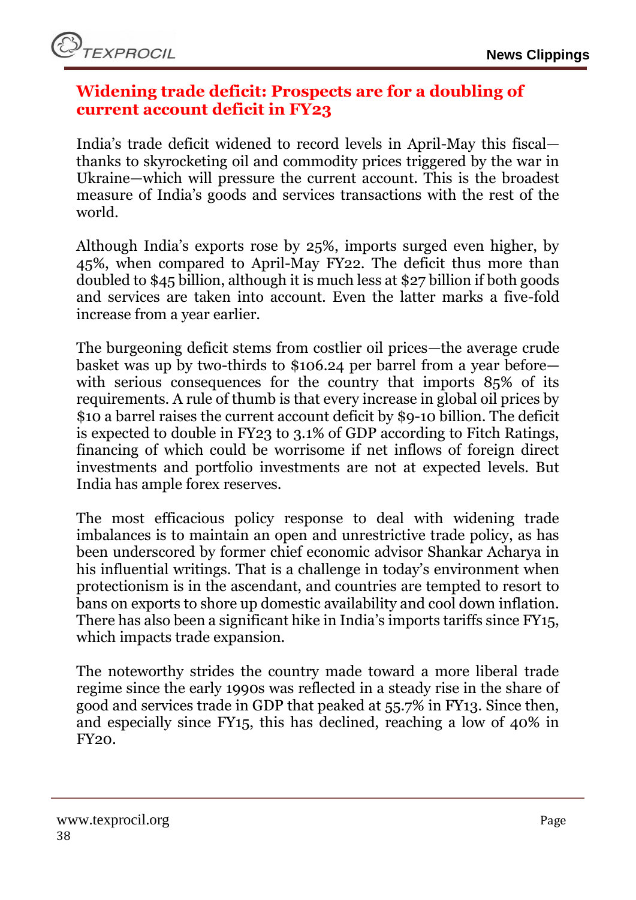## Widening trade deficit: Prospects are for a doubling of current account deficit in FY23

India's trade deficit widened to record levels in April-May this fiscal—thanks to skyrocketing oil and commodity prices triggered by the war in Ukraine—which will pressure the current account. This is the broadest measure of India's goods and services transactions with the rest of the world.

Although India's exports rose by 25%, imports surged even higher, by 45%, when compared to April-May FY22. The deficit thus more than doubled to $45 billion, although it is much less at $27 billion if both goods and services are taken into account. Even the latter marks a five-fold increase from a year earlier.

The burgeoning deficit stems from costlier oil prices—the average crude basket was up by two-thirds to $106.24 per barrel from a year before—with serious consequences for the country that imports 85% of its requirements. A rule of thumb is that every increase in global oil prices by $10 a barrel raises the current account deficit by $9-10 billion. The deficit is expected to double in FY23 to 3.1% of GDP according to Fitch Ratings, financing of which could be worrisome if net inflows of foreign direct investments and portfolio investments are not at expected levels. But India has ample forex reserves.

The most efficacious policy response to deal with widening trade imbalances is to maintain an open and unrestrictive trade policy, as has been underscored by former chief economic advisor Shankar Acharya in his influential writings. That is a challenge in today's environment when protectionism is in the ascendant, and countries are tempted to resort to bans on exports to shore up domestic availability and cool down inflation. There has also been a significant hike in India's imports tariffs since FY15, which impacts trade expansion.

The noteworthy strides the country made toward a more liberal trade regime since the early 1990s was reflected in a steady rise in the share of good and services trade in GDP that peaked at 55.7% in FY13. Since then, and especially since FY15, this has declined, reaching a low of 40% in FY20.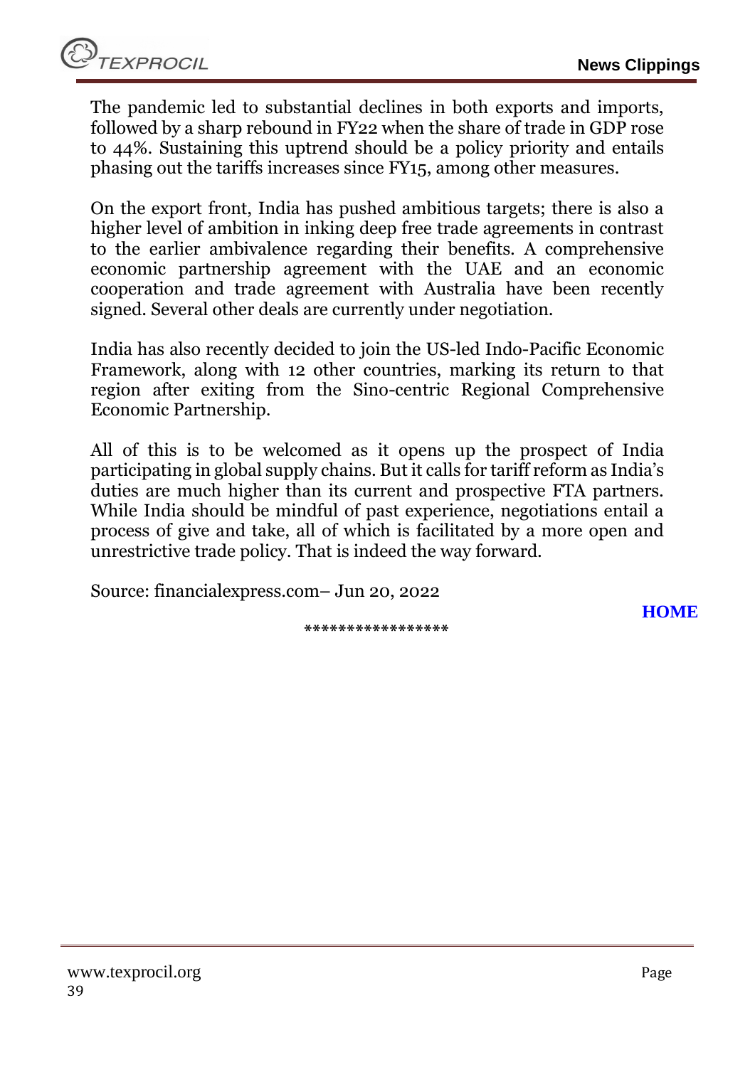The pandemic led to substantial declines in both exports and imports, followed by a sharp rebound in FY22 when the share of trade in GDP rose to 44%. Sustaining this uptrend should be a policy priority and entails phasing out the tariffs increases since FY15, among other measures.

On the export front, India has pushed ambitious targets; there is also a higher level of ambition in inking deep free trade agreements in contrast to the earlier ambivalence regarding their benefits. A comprehensive economic partnership agreement with the UAE and an economic cooperation and trade agreement with Australia have been recently signed. Several other deals are currently under negotiation.

India has also recently decided to join the US-led Indo-Pacific Economic Framework, along with 12 other countries, marking its return to that region after exiting from the Sino-centric Regional Comprehensive Economic Partnership.

All of this is to be welcomed as it opens up the prospect of India participating in global supply chains. But it calls for tariff reform as India's duties are much higher than its current and prospective FTA partners. While India should be mindful of past experience, negotiations entail a process of give and take, all of which is facilitated by a more open and unrestrictive trade policy. That is indeed the way forward.

Source: financialexpress.com– Jun 20, 2022

**HOME**

*****************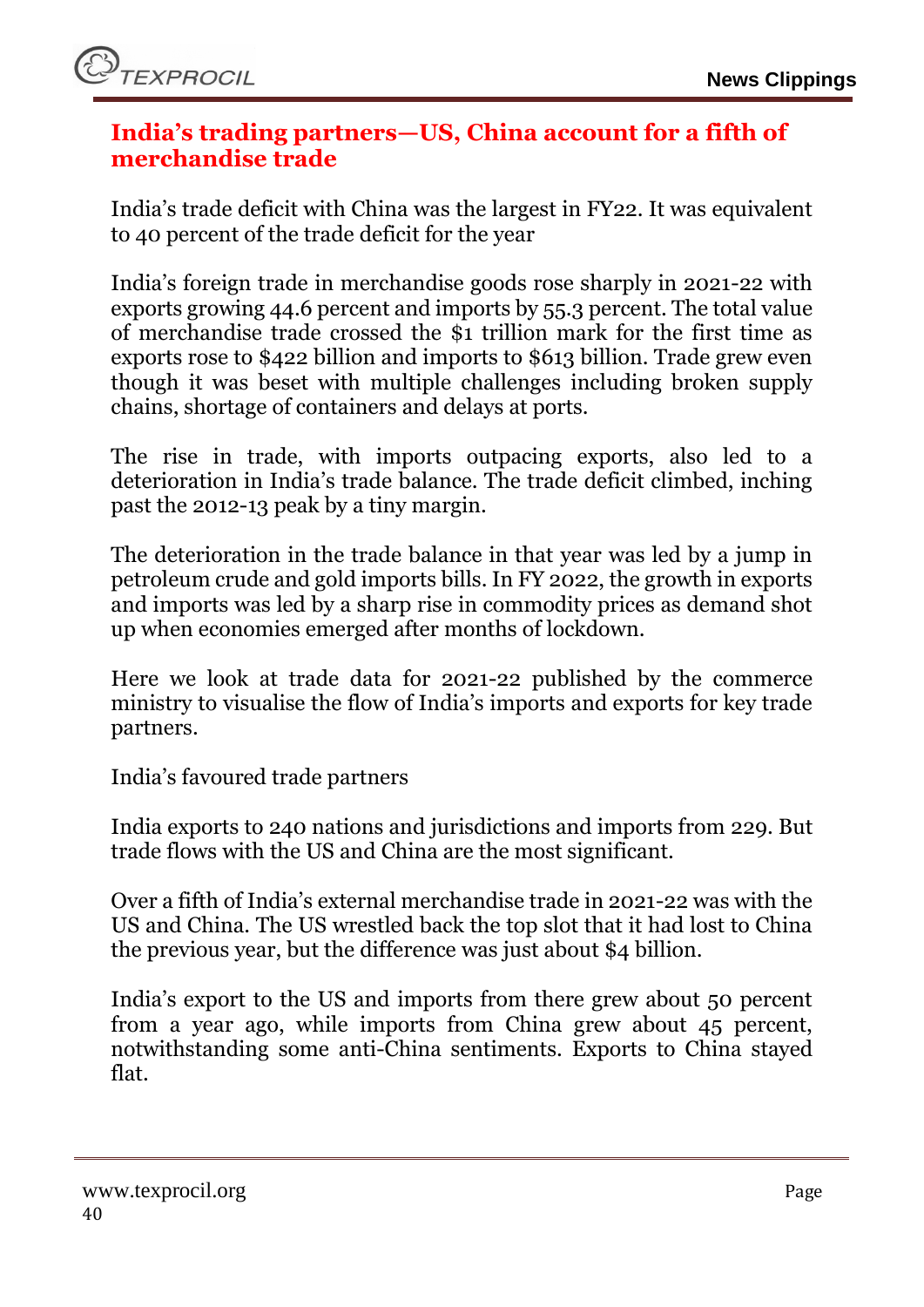## India's trading partners—US, China account for a fifth of merchandise trade

India's trade deficit with China was the largest in FY22. It was equivalent to 40 percent of the trade deficit for the year

India's foreign trade in merchandise goods rose sharply in 2021-22 with exports growing 44.6 percent and imports by 55.3 percent. The total value of merchandise trade crossed the $1 trillion mark for the first time as exports rose to $422 billion and imports to $613 billion. Trade grew even though it was beset with multiple challenges including broken supply chains, shortage of containers and delays at ports.

The rise in trade, with imports outpacing exports, also led to a deterioration in India's trade balance. The trade deficit climbed, inching past the 2012-13 peak by a tiny margin.

The deterioration in the trade balance in that year was led by a jump in petroleum crude and gold imports bills. In FY 2022, the growth in exports and imports was led by a sharp rise in commodity prices as demand shot up when economies emerged after months of lockdown.

Here we look at trade data for 2021-22 published by the commerce ministry to visualise the flow of India's imports and exports for key trade partners.

India's favoured trade partners

India exports to 240 nations and jurisdictions and imports from 229. But trade flows with the US and China are the most significant.

Over a fifth of India's external merchandise trade in 2021-22 was with the US and China. The US wrestled back the top slot that it had lost to China the previous year, but the difference was just about $4 billion.

India's export to the US and imports from there grew about 50 percent from a year ago, while imports from China grew about 45 percent, notwithstanding some anti-China sentiments. Exports to China stayed flat.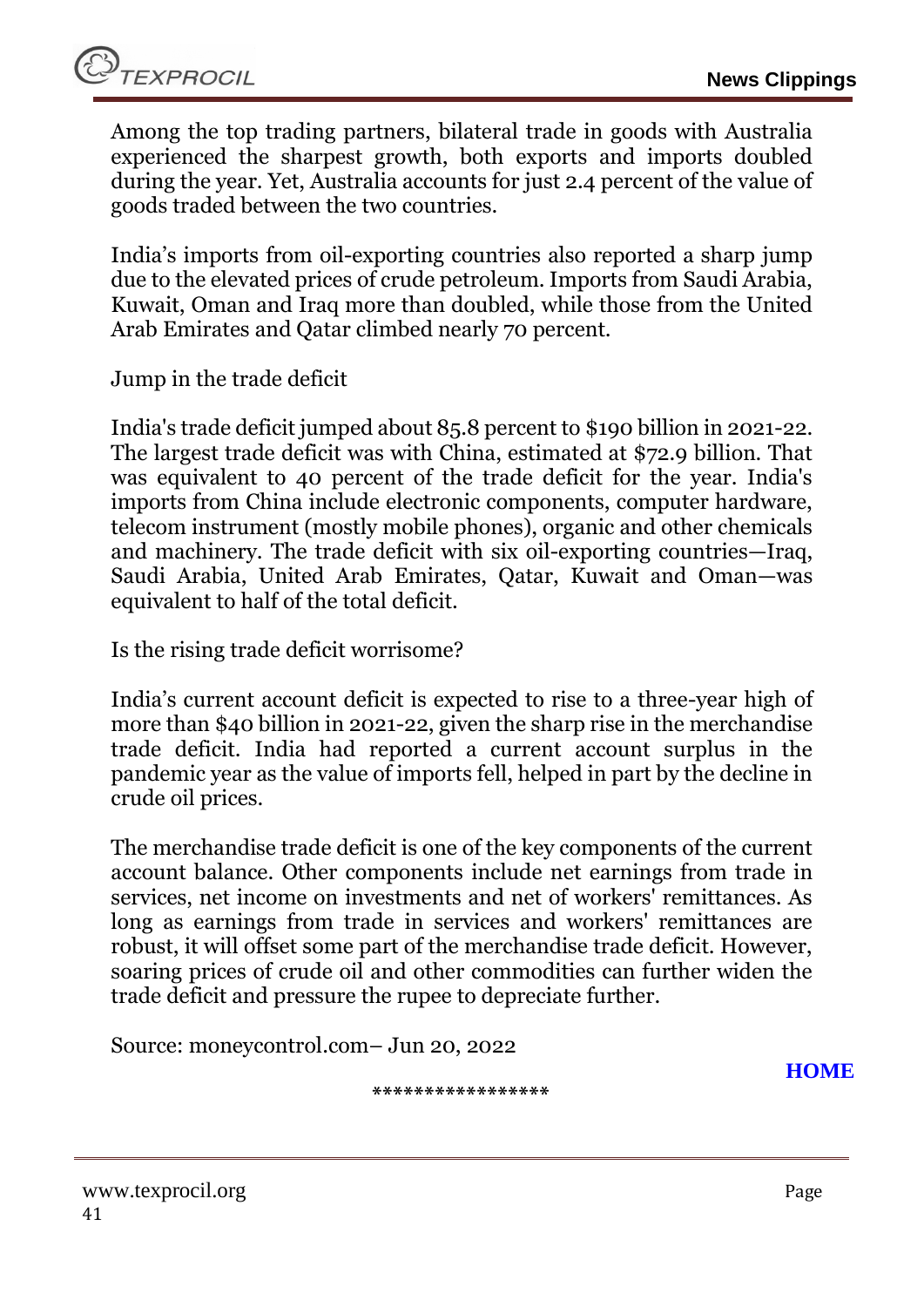Among the top trading partners, bilateral trade in goods with Australia experienced the sharpest growth, both exports and imports doubled during the year. Yet, Australia accounts for just 2.4 percent of the value of goods traded between the two countries.

India's imports from oil-exporting countries also reported a sharp jump due to the elevated prices of crude petroleum. Imports from Saudi Arabia, Kuwait, Oman and Iraq more than doubled, while those from the United Arab Emirates and Qatar climbed nearly 70 percent.

Jump in the trade deficit

India's trade deficit jumped about 85.8 percent to $190 billion in 2021-22. The largest trade deficit was with China, estimated at $72.9 billion. That was equivalent to 40 percent of the trade deficit for the year. India's imports from China include electronic components, computer hardware, telecom instrument (mostly mobile phones), organic and other chemicals and machinery. The trade deficit with six oil-exporting countries—Iraq, Saudi Arabia, United Arab Emirates, Qatar, Kuwait and Oman—was equivalent to half of the total deficit.

Is the rising trade deficit worrisome?

India's current account deficit is expected to rise to a three-year high of more than $40 billion in 2021-22, given the sharp rise in the merchandise trade deficit. India had reported a current account surplus in the pandemic year as the value of imports fell, helped in part by the decline in crude oil prices.

The merchandise trade deficit is one of the key components of the current account balance. Other components include net earnings from trade in services, net income on investments and net of workers' remittances. As long as earnings from trade in services and workers' remittances are robust, it will offset some part of the merchandise trade deficit. However, soaring prices of crude oil and other commodities can further widen the trade deficit and pressure the rupee to depreciate further.

Source: moneycontrol.com– Jun 20, 2022

**HOME**

*****************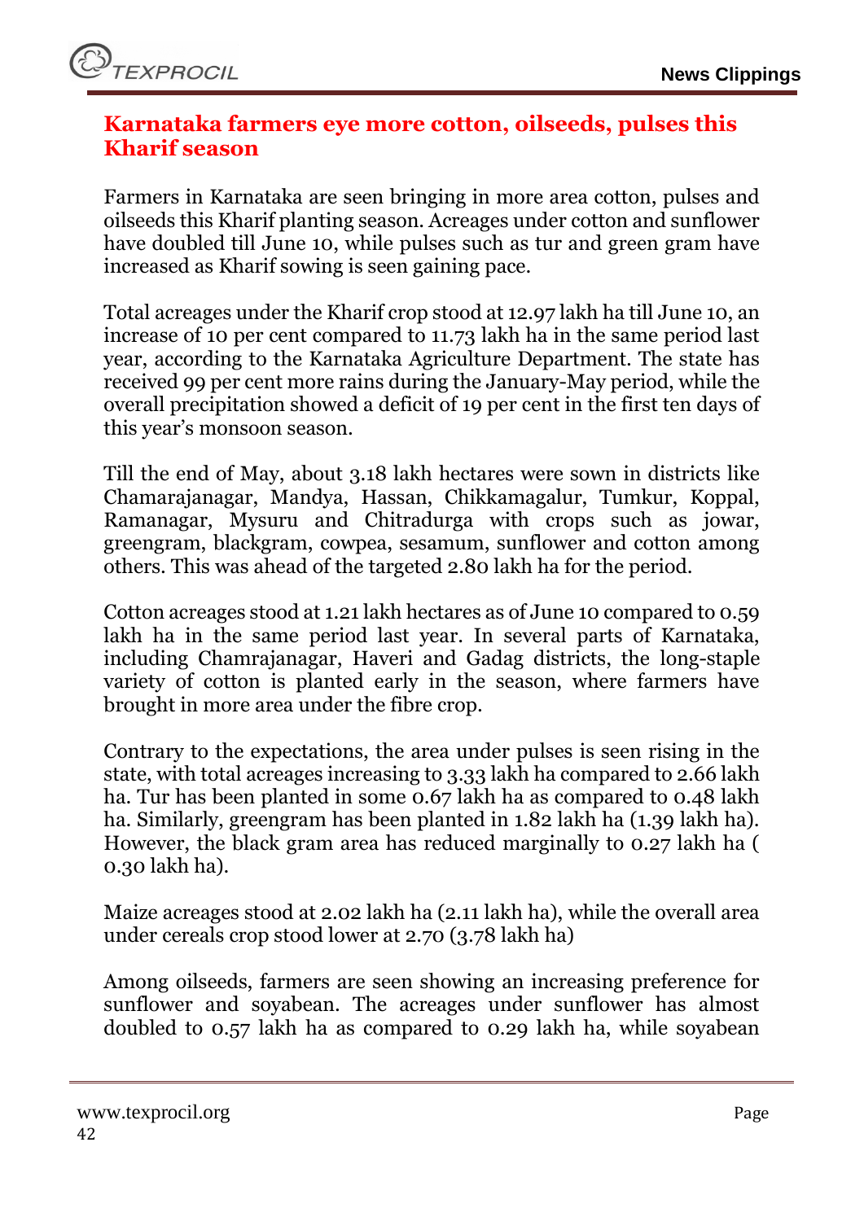## Karnataka farmers eye more cotton, oilseeds, pulses this Kharif season

Farmers in Karnataka are seen bringing in more area cotton, pulses and oilseeds this Kharif planting season. Acreages under cotton and sunflower have doubled till June 10, while pulses such as tur and green gram have increased as Kharif sowing is seen gaining pace.

Total acreages under the Kharif crop stood at 12.97 lakh ha till June 10, an increase of 10 per cent compared to 11.73 lakh ha in the same period last year, according to the Karnataka Agriculture Department. The state has received 99 per cent more rains during the January-May period, while the overall precipitation showed a deficit of 19 per cent in the first ten days of this year's monsoon season.

Till the end of May, about 3.18 lakh hectares were sown in districts like Chamarajanagar, Mandya, Hassan, Chikkamagalur, Tumkur, Koppal, Ramanagar, Mysuru and Chitradurga with crops such as jowar, greengram, blackgram, cowpea, sesamum, sunflower and cotton among others. This was ahead of the targeted 2.80 lakh ha for the period.

Cotton acreages stood at 1.21 lakh hectares as of June 10 compared to 0.59 lakh ha in the same period last year. In several parts of Karnataka, including Chamrajanagar, Haveri and Gadag districts, the long-staple variety of cotton is planted early in the season, where farmers have brought in more area under the fibre crop.

Contrary to the expectations, the area under pulses is seen rising in the state, with total acreages increasing to 3.33 lakh ha compared to 2.66 lakh ha. Tur has been planted in some 0.67 lakh ha as compared to 0.48 lakh ha. Similarly, greengram has been planted in 1.82 lakh ha (1.39 lakh ha). However, the black gram area has reduced marginally to 0.27 lakh ha ( 0.30 lakh ha).

Maize acreages stood at 2.02 lakh ha (2.11 lakh ha), while the overall area under cereals crop stood lower at 2.70 (3.78 lakh ha)

Among oilseeds, farmers are seen showing an increasing preference for sunflower and soyabean. The acreages under sunflower has almost doubled to 0.57 lakh ha as compared to 0.29 lakh ha, while soyabean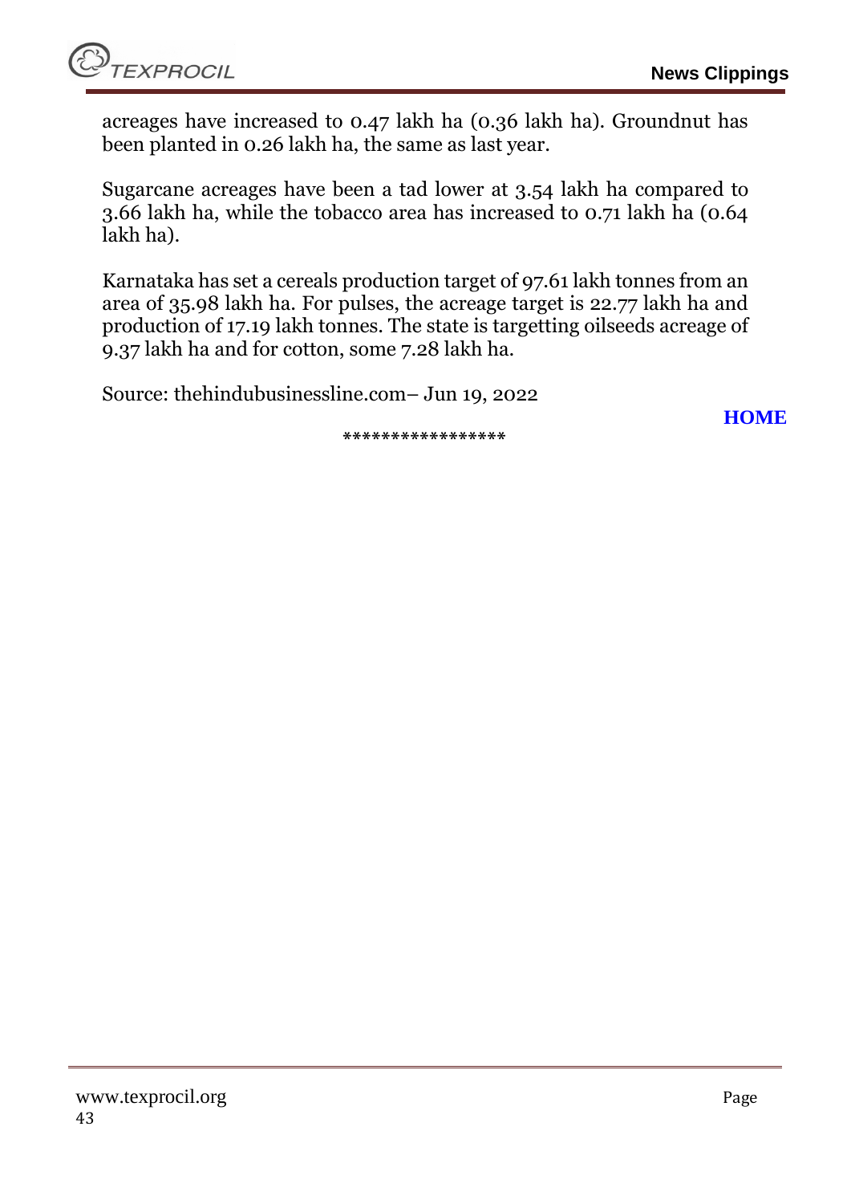acreages have increased to 0.47 lakh ha (0.36 lakh ha). Groundnut has been planted in 0.26 lakh ha, the same as last year.

Sugarcane acreages have been a tad lower at 3.54 lakh ha compared to 3.66 lakh ha, while the tobacco area has increased to 0.71 lakh ha (0.64 lakh ha).

Karnataka has set a cereals production target of 97.61 lakh tonnes from an area of 35.98 lakh ha. For pulses, the acreage target is 22.77 lakh ha and production of 17.19 lakh tonnes. The state is targetting oilseeds acreage of 9.37 lakh ha and for cotton, some 7.28 lakh ha.

Source: thehindubusinessline.com– Jun 19, 2022

**HOME**

*****************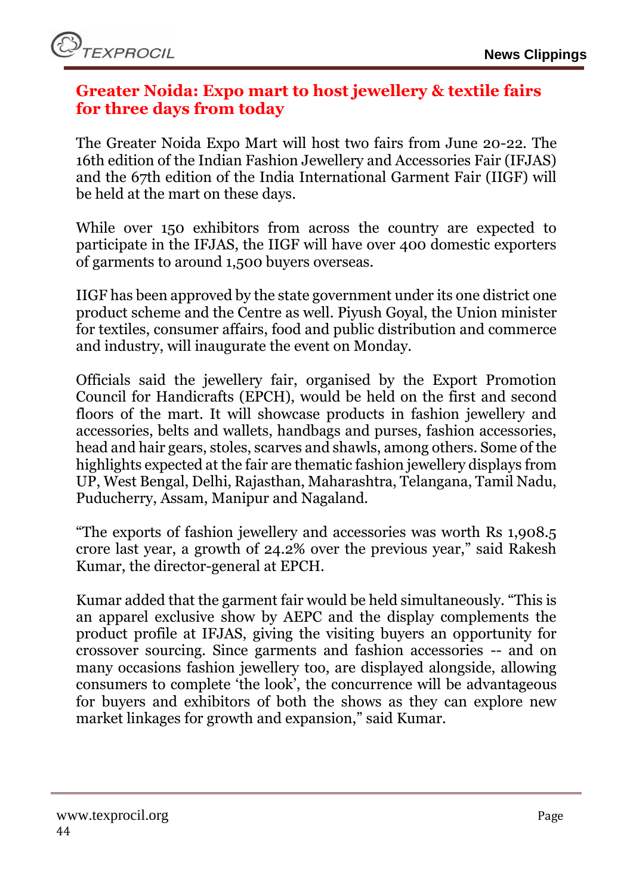## Greater Noida: Expo mart to host jewellery & textile fairs for three days from today

The Greater Noida Expo Mart will host two fairs from June 20-22. The 16th edition of the Indian Fashion Jewellery and Accessories Fair (IFJAS) and the 67th edition of the India International Garment Fair (IIGF) will be held at the mart on these days.

While over 150 exhibitors from across the country are expected to participate in the IFJAS, the IIGF will have over 400 domestic exporters of garments to around 1,500 buyers overseas.

IIGF has been approved by the state government under its one district one product scheme and the Centre as well. Piyush Goyal, the Union minister for textiles, consumer affairs, food and public distribution and commerce and industry, will inaugurate the event on Monday.

Officials said the jewellery fair, organised by the Export Promotion Council for Handicrafts (EPCH), would be held on the first and second floors of the mart. It will showcase products in fashion jewellery and accessories, belts and wallets, handbags and purses, fashion accessories, head and hair gears, stoles, scarves and shawls, among others. Some of the highlights expected at the fair are thematic fashion jewellery displays from UP, West Bengal, Delhi, Rajasthan, Maharashtra, Telangana, Tamil Nadu, Puducherry, Assam, Manipur and Nagaland.

"The exports of fashion jewellery and accessories was worth Rs 1,908.5 crore last year, a growth of 24.2% over the previous year," said Rakesh Kumar, the director-general at EPCH.

Kumar added that the garment fair would be held simultaneously. "This is an apparel exclusive show by AEPC and the display complements the product profile at IFJAS, giving the visiting buyers an opportunity for crossover sourcing. Since garments and fashion accessories -- and on many occasions fashion jewellery too, are displayed alongside, allowing consumers to complete 'the look', the concurrence will be advantageous for buyers and exhibitors of both the shows as they can explore new market linkages for growth and expansion," said Kumar.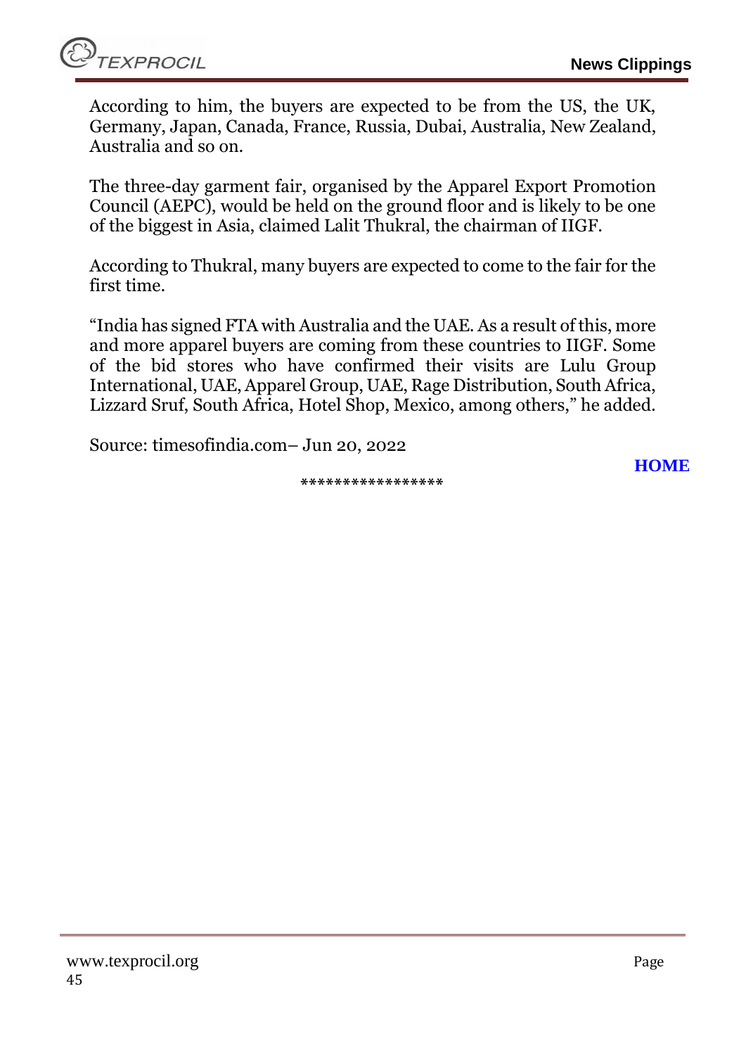According to him, the buyers are expected to be from the US, the UK, Germany, Japan, Canada, France, Russia, Dubai, Australia, New Zealand, Australia and so on.

The three-day garment fair, organised by the Apparel Export Promotion Council (AEPC), would be held on the ground floor and is likely to be one of the biggest in Asia, claimed Lalit Thukral, the chairman of IIGF.

According to Thukral, many buyers are expected to come to the fair for the first time.

"India has signed FTA with Australia and the UAE. As a result of this, more and more apparel buyers are coming from these countries to IIGF. Some of the bid stores who have confirmed their visits are Lulu Group International, UAE, Apparel Group, UAE, Rage Distribution, South Africa, Lizzard Sruf, South Africa, Hotel Shop, Mexico, among others," he added.

Source: timesofindia.com– Jun 20, 2022

**HOME**

*****************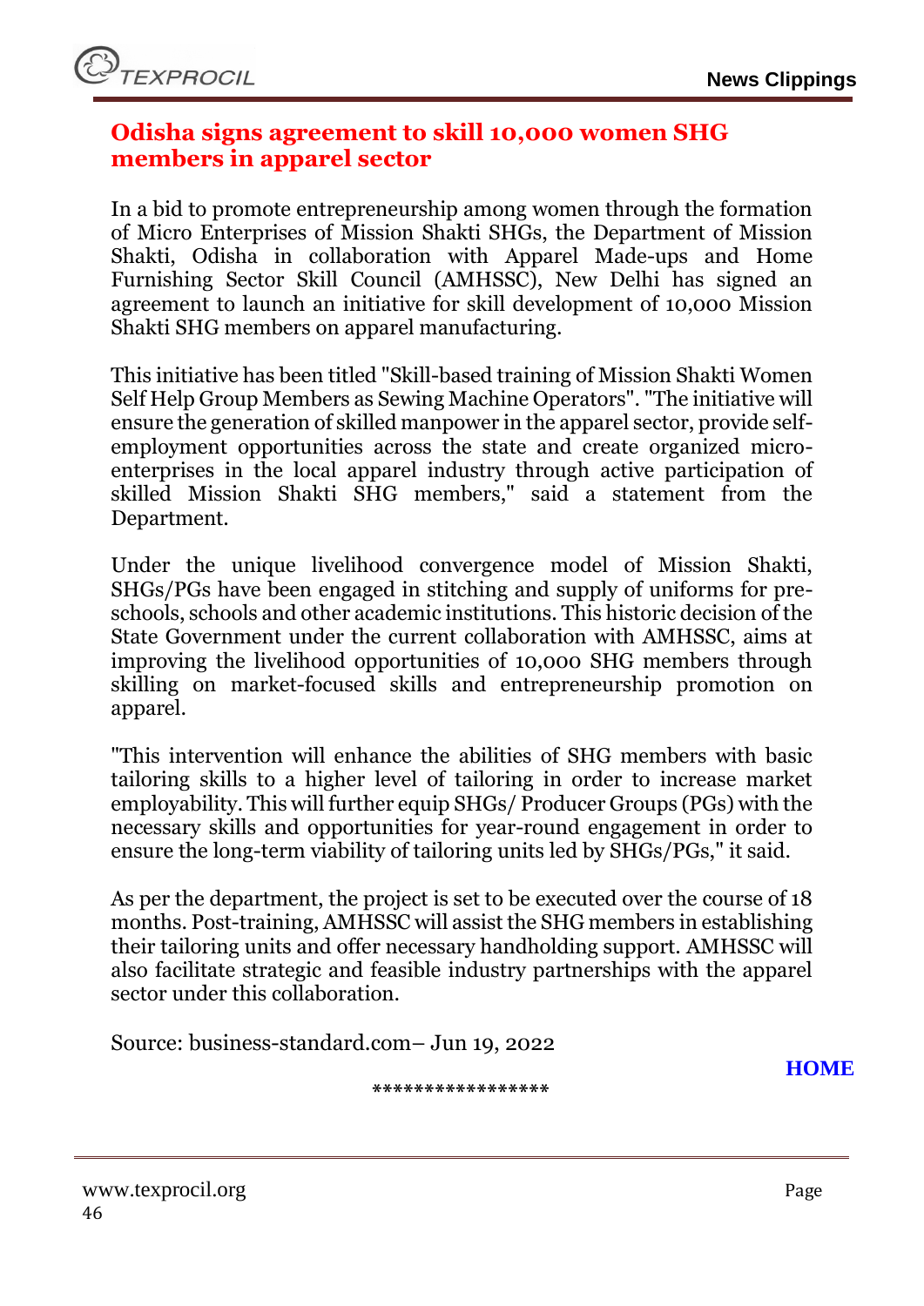## Odisha signs agreement to skill 10,000 women SHG members in apparel sector

In a bid to promote entrepreneurship among women through the formation of Micro Enterprises of Mission Shakti SHGs, the Department of Mission Shakti, Odisha in collaboration with Apparel Made-ups and Home Furnishing Sector Skill Council (AMHSSC), New Delhi has signed an agreement to launch an initiative for skill development of 10,000 Mission Shakti SHG members on apparel manufacturing.

This initiative has been titled "Skill-based training of Mission Shakti Women Self Help Group Members as Sewing Machine Operators". "The initiative will ensure the generation of skilled manpower in the apparel sector, provide self-employment opportunities across the state and create organized micro-enterprises in the local apparel industry through active participation of skilled Mission Shakti SHG members," said a statement from the Department.

Under the unique livelihood convergence model of Mission Shakti, SHGs/PGs have been engaged in stitching and supply of uniforms for pre-schools, schools and other academic institutions. This historic decision of the State Government under the current collaboration with AMHSSC, aims at improving the livelihood opportunities of 10,000 SHG members through skilling on market-focused skills and entrepreneurship promotion on apparel.

"This intervention will enhance the abilities of SHG members with basic tailoring skills to a higher level of tailoring in order to increase market employability. This will further equip SHGs/ Producer Groups (PGs) with the necessary skills and opportunities for year-round engagement in order to ensure the long-term viability of tailoring units led by SHGs/PGs," it said.

As per the department, the project is set to be executed over the course of 18 months. Post-training, AMHSSC will assist the SHG members in establishing their tailoring units and offer necessary handholding support. AMHSSC will also facilitate strategic and feasible industry partnerships with the apparel sector under this collaboration.

Source: business-standard.com– Jun 19, 2022

**HOME**

*****************